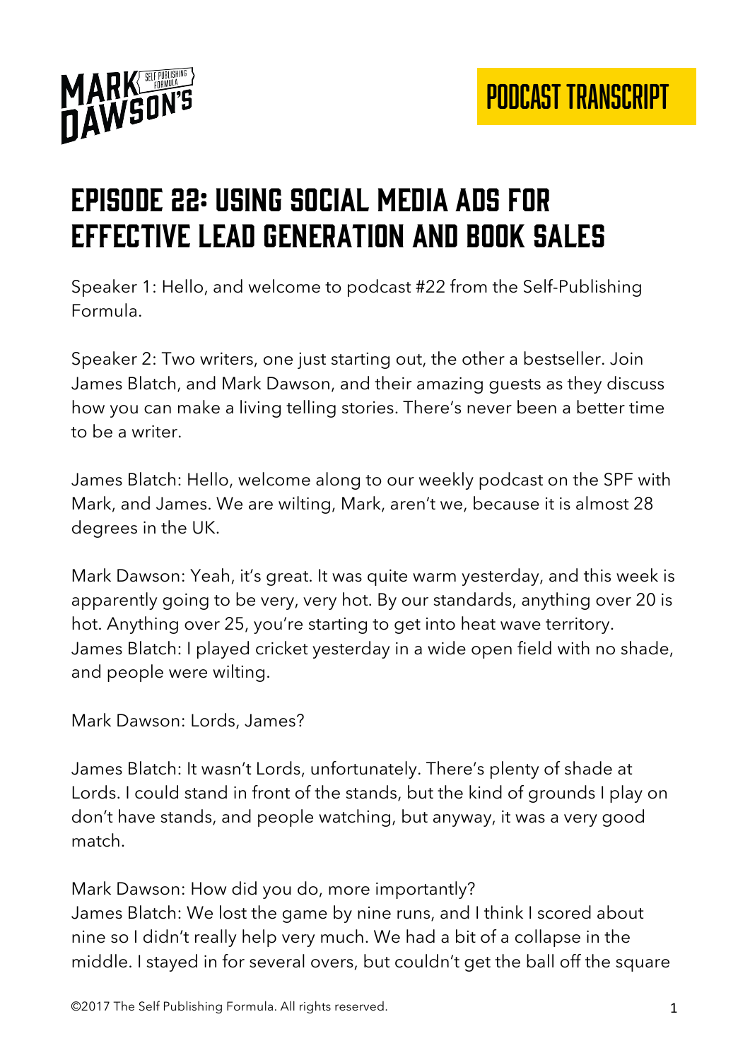# Episode 22: Using Social Media Ads for Effective Lead Generation and Book Sales

Speaker 1: Hello, and welcome to podcast #22 from the Self-Publishing Formula.

Speaker 2: Two writers, one just starting out, the other a bestseller. Join James Blatch, and Mark Dawson, and their amazing guests as they discuss how you can make a living telling stories. There's never been a better time to be a writer.

James Blatch: Hello, welcome along to our weekly podcast on the SPF with Mark, and James. We are wilting, Mark, aren't we, because it is almost 28 degrees in the UK.

Mark Dawson: Yeah, it's great. It was quite warm yesterday, and this week is apparently going to be very, very hot. By our standards, anything over 20 is hot. Anything over 25, you're starting to get into heat wave territory.

James Blatch: I played cricket yesterday in a wide open field with no shade, and people were wilting.

Mark Dawson: Lords, James?

James Blatch: It wasn't Lords, unfortunately. There's plenty of shade at Lords. I could stand in front of the stands, but the kind of grounds I play on don't have stands, and people watching, but anyway, it was a very good match.

Mark Dawson: How did you do, more importantly?

James Blatch: We lost the game by nine runs, and I think I scored about nine so I didn't really help very much. We had a bit of a collapse in the middle. I stayed in for several overs, but couldn't get the ball off the square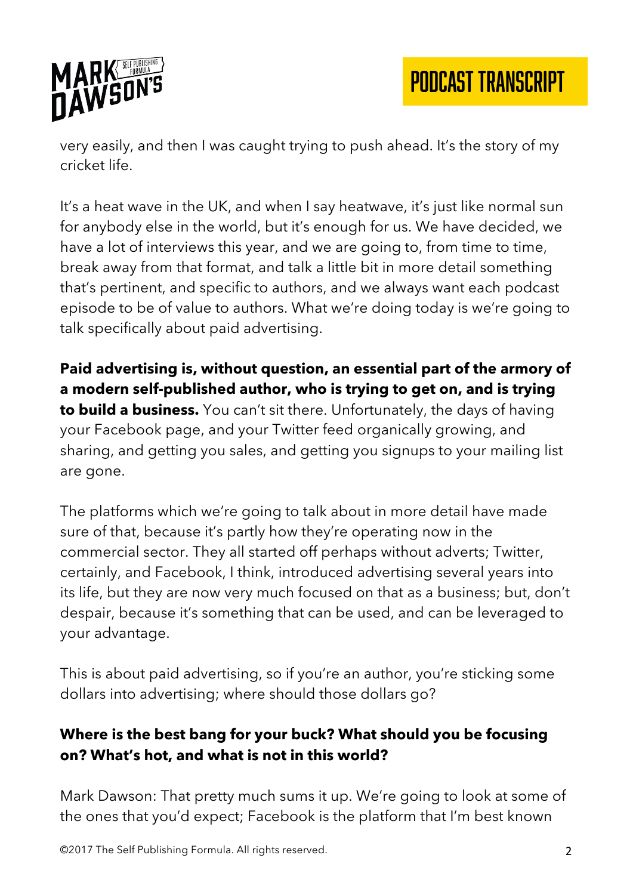very easily, and then I was caught trying to push ahead. It's the story of my cricket life.

It's a heat wave in the UK, and when I say heatwave, it's just like normal sun for anybody else in the world, but it's enough for us. We have decided, we have a lot of interviews this year, and we are going to, from time to time, break away from that format, and talk a little bit in more detail something that's pertinent, and specific to authors, and we always want each podcast episode to be of value to authors. What we're doing today is we're going to talk specifically about paid advertising.

**Paid advertising is, without question, an essential part of the armory of a modern self-published author, who is trying to get on, and is trying to build a business.** You can't sit there. Unfortunately, the days of having your Facebook page, and your Twitter feed organically growing, and sharing, and getting you sales, and getting you signups to your mailing list are gone.

The platforms which we're going to talk about in more detail have made sure of that, because it's partly how they're operating now in the commercial sector. They all started off perhaps without adverts; Twitter, certainly, and Facebook, I think, introduced advertising several years into its life, but they are now very much focused on that as a business; but, don't despair, because it's something that can be used, and can be leveraged to your advantage.

This is about paid advertising, so if you're an author, you're sticking some dollars into advertising; where should those dollars go?

**Where is the best bang for your buck? What should you be focusing on? What's hot, and what is not in this world?**

Mark Dawson: That pretty much sums it up. We're going to look at some of the ones that you'd expect; Facebook is the platform that I'm best known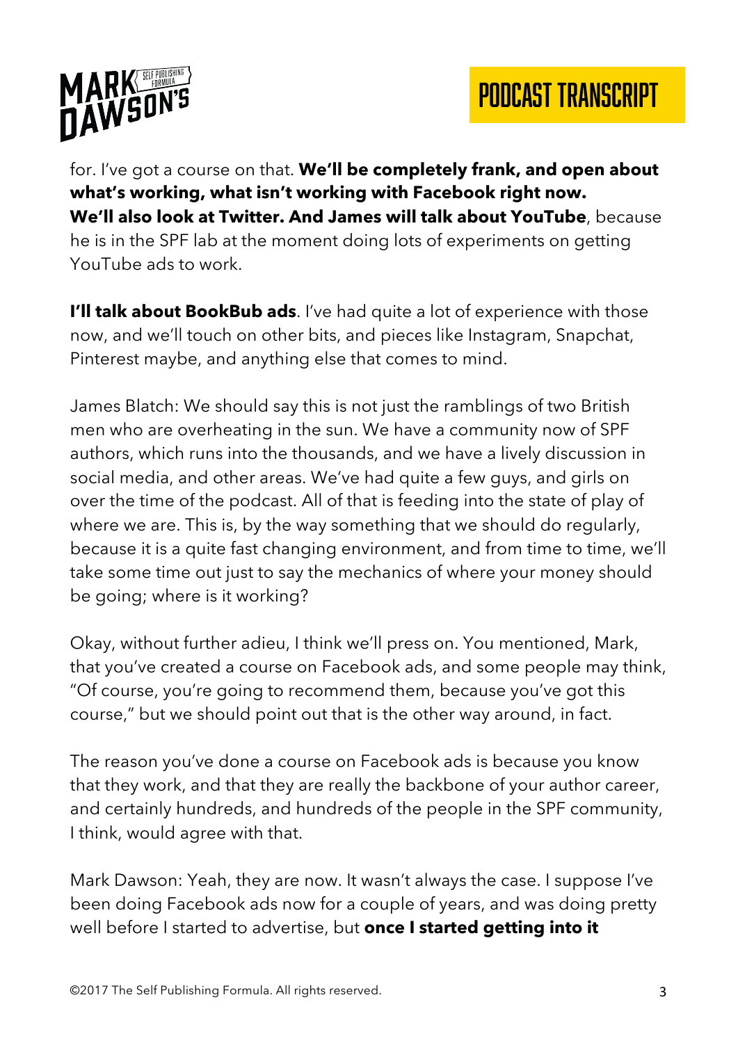for. I've got a course on that. **We'll be completely frank, and open about what's working, what isn't working with Facebook right now. We'll also look at Twitter. And James will talk about YouTube**, because he is in the SPF lab at the moment doing lots of experiments on getting YouTube ads to work.

**I'll talk about BookBub ads**. I've had quite a lot of experience with those now, and we'll touch on other bits, and pieces like Instagram, Snapchat, Pinterest maybe, and anything else that comes to mind.

James Blatch: We should say this is not just the ramblings of two British men who are overheating in the sun. We have a community now of SPF authors, which runs into the thousands, and we have a lively discussion in social media, and other areas. We've had quite a few guys, and girls on over the time of the podcast. All of that is feeding into the state of play of where we are. This is, by the way something that we should do regularly, because it is a quite fast changing environment, and from time to time, we'll take some time out just to say the mechanics of where your money should be going; where is it working?

Okay, without further adieu, I think we'll press on. You mentioned, Mark, that you've created a course on Facebook ads, and some people may think, "Of course, you're going to recommend them, because you've got this course," but we should point out that is the other way around, in fact.

The reason you've done a course on Facebook ads is because you know that they work, and that they are really the backbone of your author career, and certainly hundreds, and hundreds of the people in the SPF community, I think, would agree with that.

Mark Dawson: Yeah, they are now. It wasn't always the case. I suppose I've been doing Facebook ads now for a couple of years, and was doing pretty well before I started to advertise, but **once I started getting into it**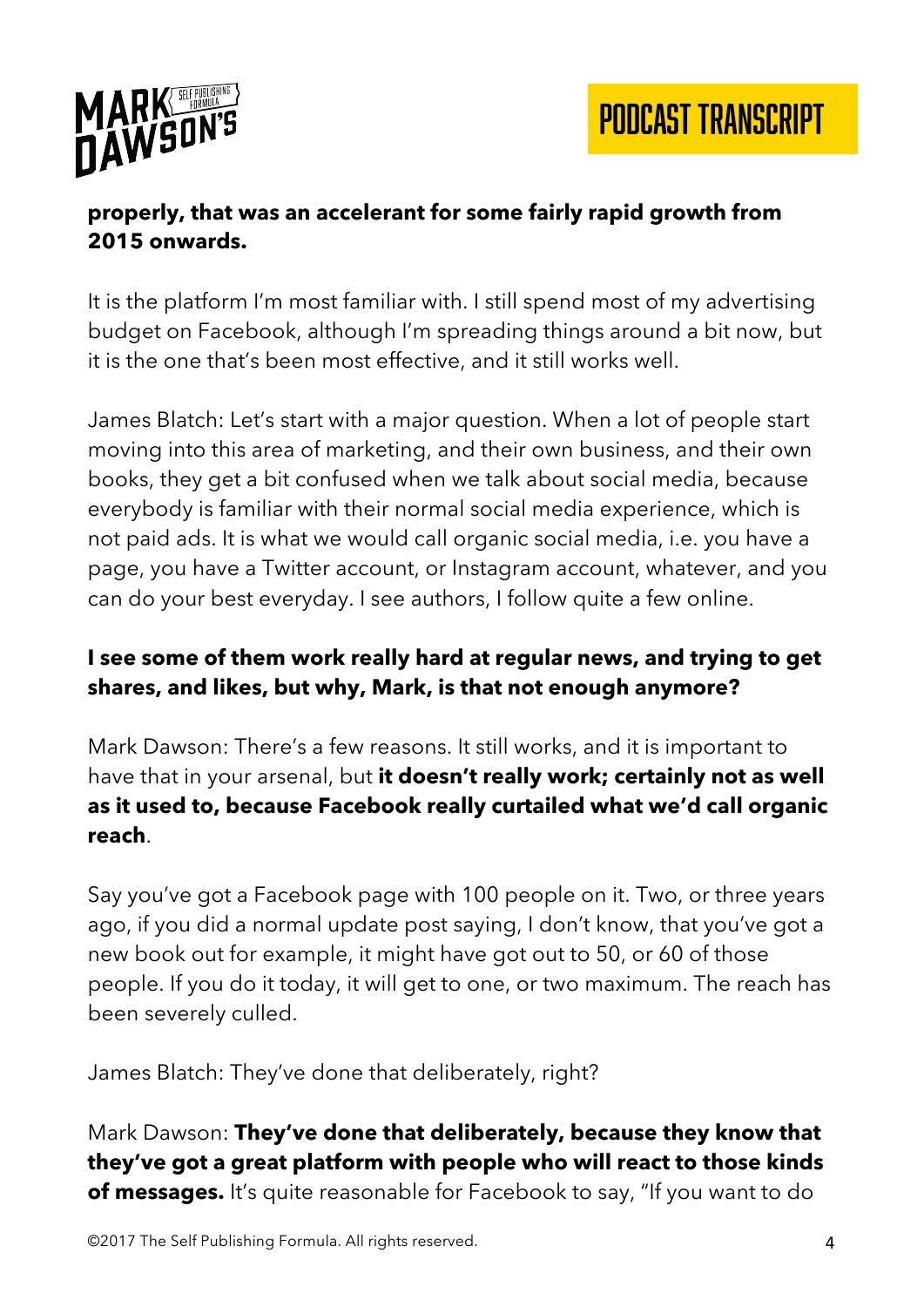**properly, that was an accelerant for some fairly rapid growth from 2015 onwards.**

It is the platform I'm most familiar with. I still spend most of my advertising budget on Facebook, although I'm spreading things around a bit now, but it is the one that's been most effective, and it still works well.

James Blatch: Let's start with a major question. When a lot of people start moving into this area of marketing, and their own business, and their own books, they get a bit confused when we talk about social media, because everybody is familiar with their normal social media experience, which is not paid ads. It is what we would call organic social media, i.e. you have a page, you have a Twitter account, or Instagram account, whatever, and you can do your best everyday. I see authors, I follow quite a few online.

**I see some of them work really hard at regular news, and trying to get shares, and likes, but why, Mark, is that not enough anymore?**

Mark Dawson: There's a few reasons. It still works, and it is important to have that in your arsenal, but **it doesn't really work; certainly not as well as it used to, because Facebook really curtailed what we'd call organic reach**.

Say you've got a Facebook page with 100 people on it. Two, or three years ago, if you did a normal update post saying, I don't know, that you've got a new book out for example, it might have got out to 50, or 60 of those people. If you do it today, it will get to one, or two maximum. The reach has been severely culled.

James Blatch: They've done that deliberately, right?

Mark Dawson: **They've done that deliberately, because they know that they've got a great platform with people who will react to those kinds of messages.** It's quite reasonable for Facebook to say, "If you want to do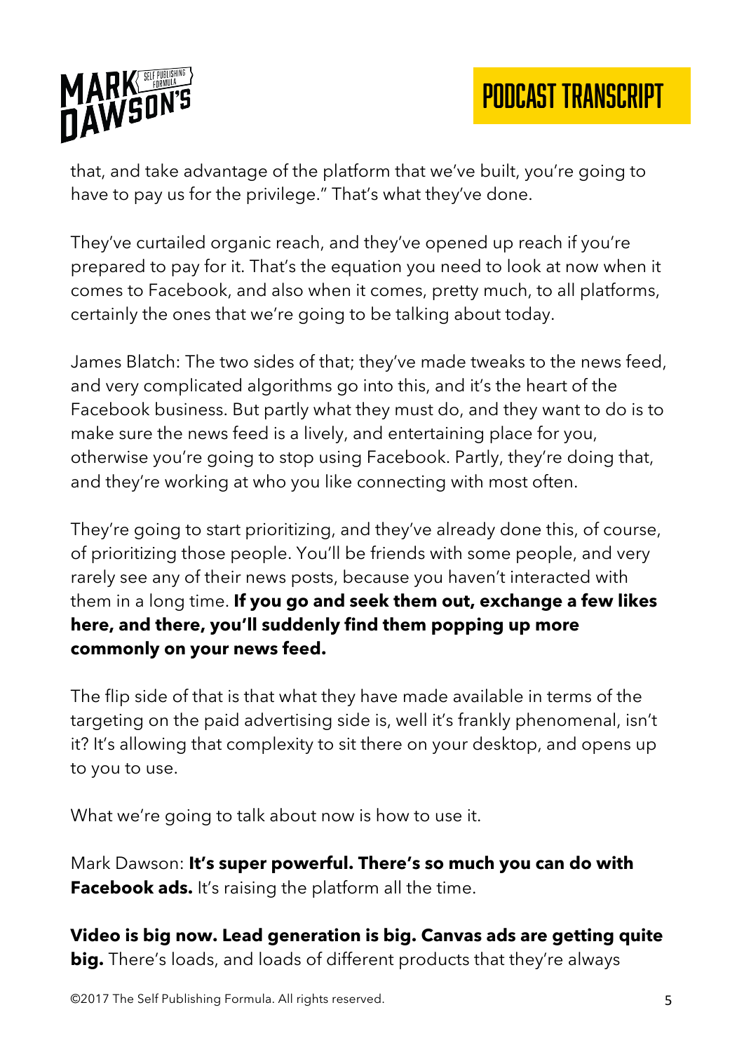that, and take advantage of the platform that we've built, you're going to have to pay us for the privilege." That's what they've done.

They've curtailed organic reach, and they've opened up reach if you're prepared to pay for it. That's the equation you need to look at now when it comes to Facebook, and also when it comes, pretty much, to all platforms, certainly the ones that we're going to be talking about today.

James Blatch: The two sides of that; they've made tweaks to the news feed, and very complicated algorithms go into this, and it's the heart of the Facebook business. But partly what they must do, and they want to do is to make sure the news feed is a lively, and entertaining place for you, otherwise you're going to stop using Facebook. Partly, they're doing that, and they're working at who you like connecting with most often.

They're going to start prioritizing, and they've already done this, of course, of prioritizing those people. You'll be friends with some people, and very rarely see any of their news posts, because you haven't interacted with them in a long time. **If you go and seek them out, exchange a few likes here, and there, you'll suddenly find them popping up more commonly on your news feed.**

The flip side of that is that what they have made available in terms of the targeting on the paid advertising side is, well it's frankly phenomenal, isn't it? It's allowing that complexity to sit there on your desktop, and opens up to you to use.

What we're going to talk about now is how to use it.

Mark Dawson: **It's super powerful. There's so much you can do with Facebook ads.** It's raising the platform all the time.

**Video is big now. Lead generation is big. Canvas ads are getting quite big.** There's loads, and loads of different products that they're always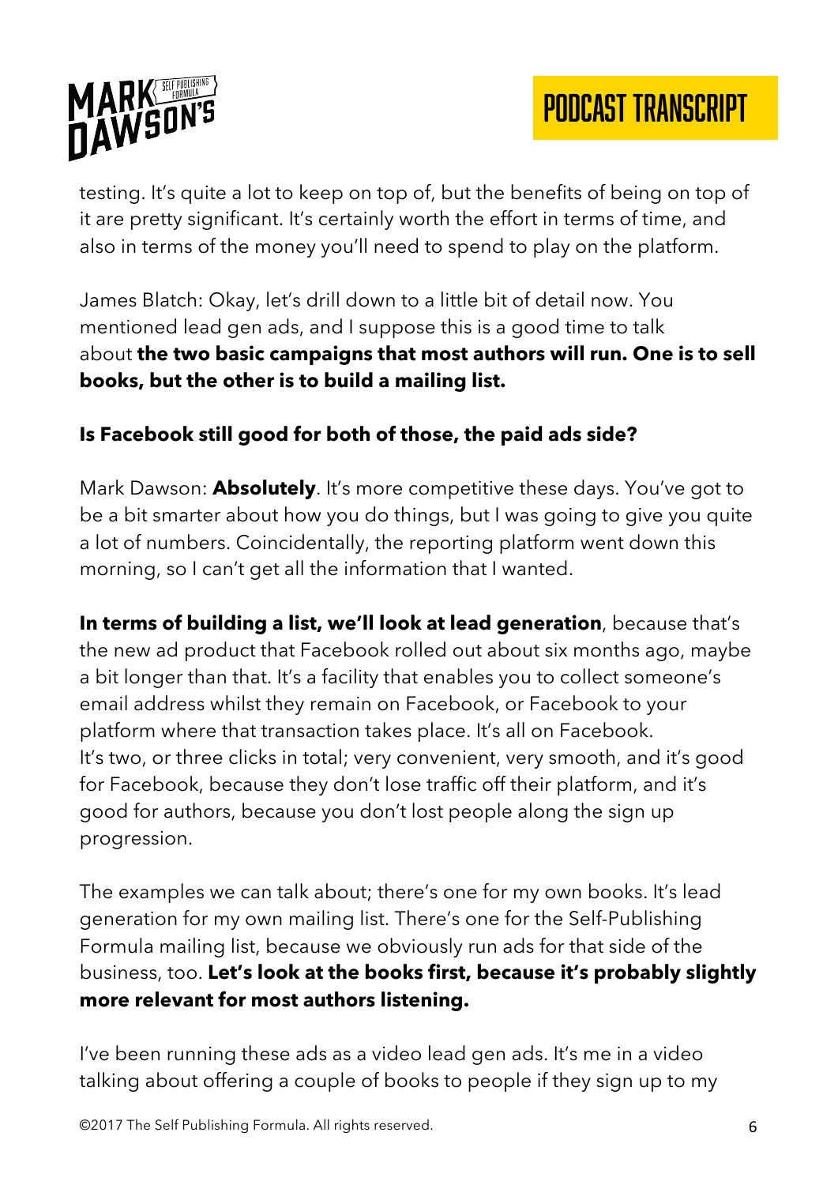testing. It's quite a lot to keep on top of, but the benefits of being on top of it are pretty significant. It's certainly worth the effort in terms of time, and also in terms of the money you'll need to spend to play on the platform.

James Blatch: Okay, let's drill down to a little bit of detail now. You mentioned lead gen ads, and I suppose this is a good time to talk about **the two basic campaigns that most authors will run. One is to sell books, but the other is to build a mailing list.**

**Is Facebook still good for both of those, the paid ads side?**

Mark Dawson: **Absolutely**. It's more competitive these days. You've got to be a bit smarter about how you do things, but I was going to give you quite a lot of numbers. Coincidentally, the reporting platform went down this morning, so I can't get all the information that I wanted.

**In terms of building a list, we'll look at lead generation**, because that's the new ad product that Facebook rolled out about six months ago, maybe a bit longer than that. It's a facility that enables you to collect someone's email address whilst they remain on Facebook, or Facebook to your platform where that transaction takes place. It's all on Facebook. It's two, or three clicks in total; very convenient, very smooth, and it's good for Facebook, because they don't lose traffic off their platform, and it's good for authors, because you don't lost people along the sign up progression.

The examples we can talk about; there's one for my own books. It's lead generation for my own mailing list. There's one for the Self-Publishing Formula mailing list, because we obviously run ads for that side of the business, too. **Let's look at the books first, because it's probably slightly more relevant for most authors listening.**

I've been running these ads as a video lead gen ads. It's me in a video talking about offering a couple of books to people if they sign up to my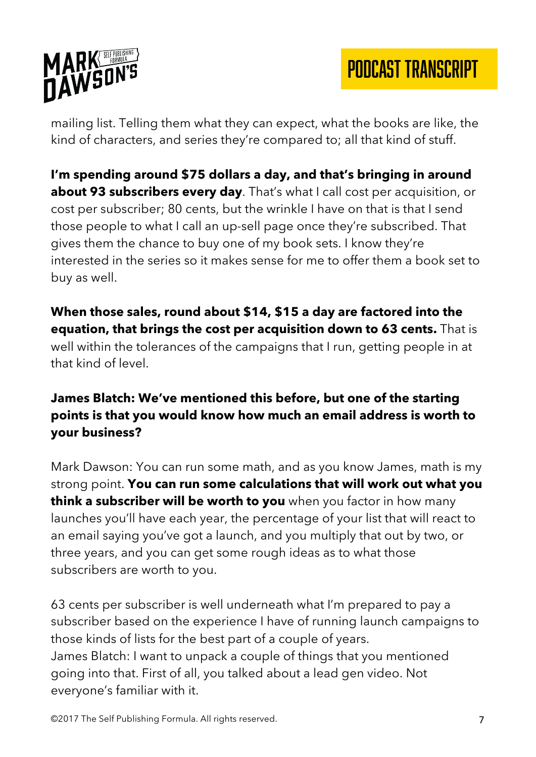mailing list. Telling them what they can expect, what the books are like, the kind of characters, and series they're compared to; all that kind of stuff.

**I'm spending around $75 dollars a day, and that's bringing in around about 93 subscribers every day**. That's what I call cost per acquisition, or cost per subscriber; 80 cents, but the wrinkle I have on that is that I send those people to what I call an up-sell page once they're subscribed. That gives them the chance to buy one of my book sets. I know they're interested in the series so it makes sense for me to offer them a book set to buy as well.

**When those sales, round about $14, $15 a day are factored into the equation, that brings the cost per acquisition down to 63 cents.** That is well within the tolerances of the campaigns that I run, getting people in at that kind of level.

**James Blatch: We've mentioned this before, but one of the starting points is that you would know how much an email address is worth to your business?**

Mark Dawson: You can run some math, and as you know James, math is my strong point. **You can run some calculations that will work out what you think a subscriber will be worth to you** when you factor in how many launches you'll have each year, the percentage of your list that will react to an email saying you've got a launch, and you multiply that out by two, or three years, and you can get some rough ideas as to what those subscribers are worth to you.

63 cents per subscriber is well underneath what I'm prepared to pay a subscriber based on the experience I have of running launch campaigns to those kinds of lists for the best part of a couple of years.
James Blatch: I want to unpack a couple of things that you mentioned going into that. First of all, you talked about a lead gen video. Not everyone's familiar with it.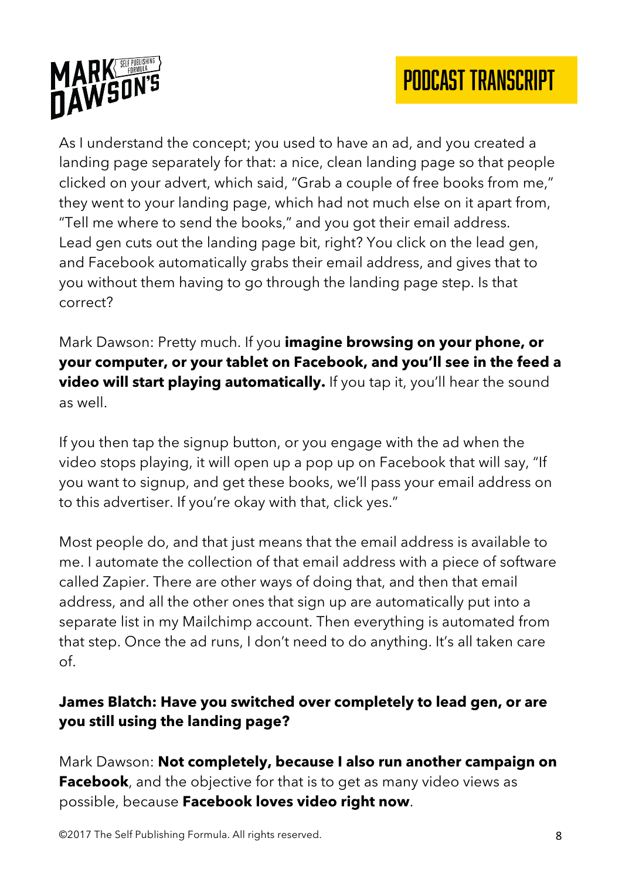As I understand the concept; you used to have an ad, and you created a landing page separately for that: a nice, clean landing page so that people clicked on your advert, which said, "Grab a couple of free books from me," they went to your landing page, which had not much else on it apart from, "Tell me where to send the books," and you got their email address. Lead gen cuts out the landing page bit, right? You click on the lead gen, and Facebook automatically grabs their email address, and gives that to you without them having to go through the landing page step. Is that correct?

Mark Dawson: Pretty much. If you **imagine browsing on your phone, or your computer, or your tablet on Facebook, and you'll see in the feed a video will start playing automatically.** If you tap it, you'll hear the sound as well.

If you then tap the signup button, or you engage with the ad when the video stops playing, it will open up a pop up on Facebook that will say, "If you want to signup, and get these books, we'll pass your email address on to this advertiser. If you're okay with that, click yes."

Most people do, and that just means that the email address is available to me. I automate the collection of that email address with a piece of software called Zapier. There are other ways of doing that, and then that email address, and all the other ones that sign up are automatically put into a separate list in my Mailchimp account. Then everything is automated from that step. Once the ad runs, I don't need to do anything. It's all taken care of.

**James Blatch: Have you switched over completely to lead gen, or are you still using the landing page?**

Mark Dawson: **Not completely, because I also run another campaign on Facebook**, and the objective for that is to get as many video views as possible, because **Facebook loves video right now**.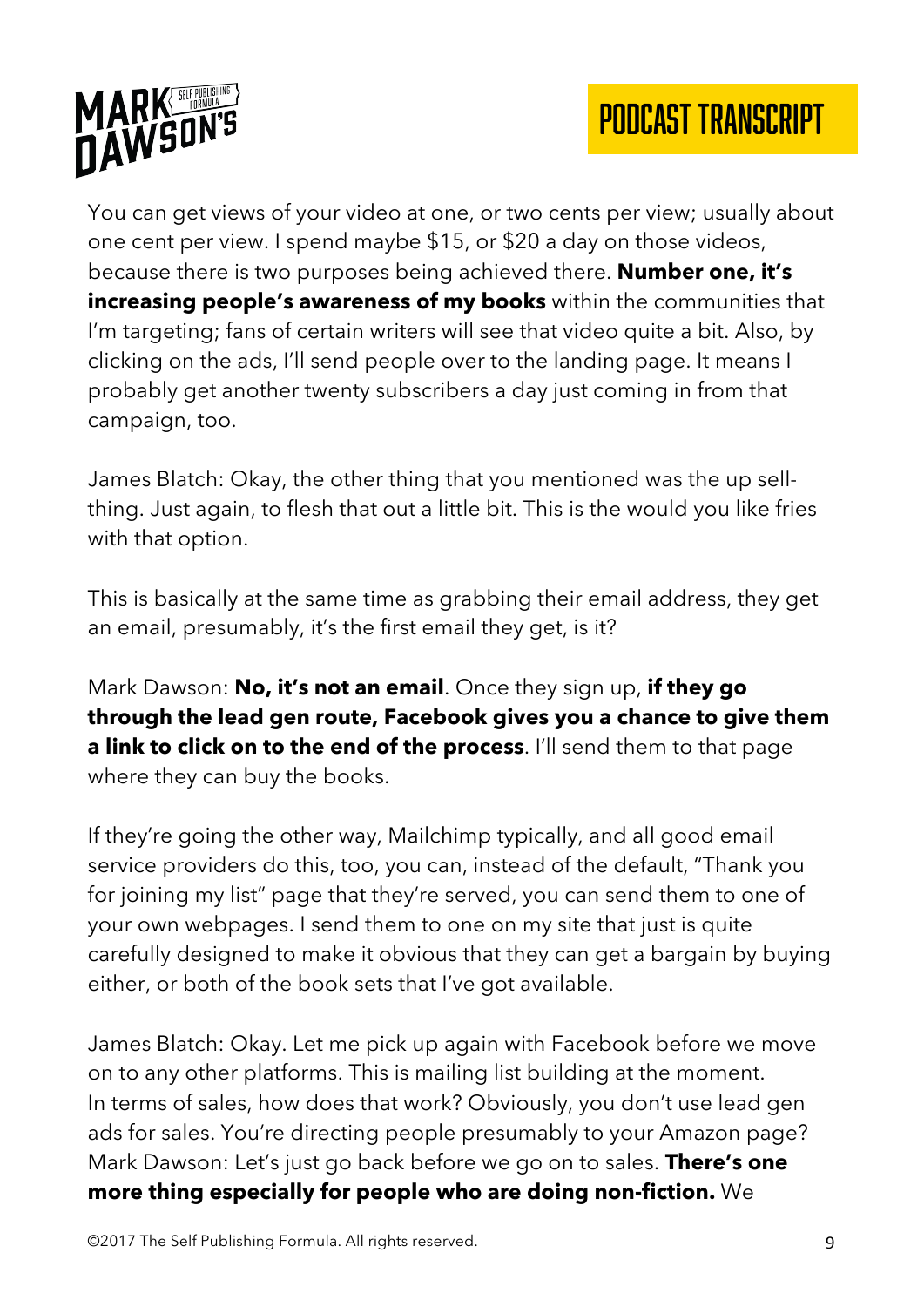You can get views of your video at one, or two cents per view; usually about one cent per view. I spend maybe $15, or $20 a day on those videos, because there is two purposes being achieved there. **Number one, it's increasing people's awareness of my books** within the communities that I'm targeting; fans of certain writers will see that video quite a bit. Also, by clicking on the ads, I'll send people over to the landing page. It means I probably get another twenty subscribers a day just coming in from that campaign, too.

James Blatch: Okay, the other thing that you mentioned was the up sell-thing. Just again, to flesh that out a little bit. This is the would you like fries with that option.

This is basically at the same time as grabbing their email address, they get an email, presumably, it's the first email they get, is it?

Mark Dawson: **No, it's not an email**. Once they sign up, **if they go through the lead gen route, Facebook gives you a chance to give them a link to click on to the end of the process**. I'll send them to that page where they can buy the books.

If they're going the other way, Mailchimp typically, and all good email service providers do this, too, you can, instead of the default, "Thank you for joining my list" page that they're served, you can send them to one of your own webpages. I send them to one on my site that just is quite carefully designed to make it obvious that they can get a bargain by buying either, or both of the book sets that I've got available.

James Blatch: Okay. Let me pick up again with Facebook before we move on to any other platforms. This is mailing list building at the moment. In terms of sales, how does that work? Obviously, you don't use lead gen ads for sales. You're directing people presumably to your Amazon page?
Mark Dawson: Let's just go back before we go on to sales. **There's one more thing especially for people who are doing non-fiction.** We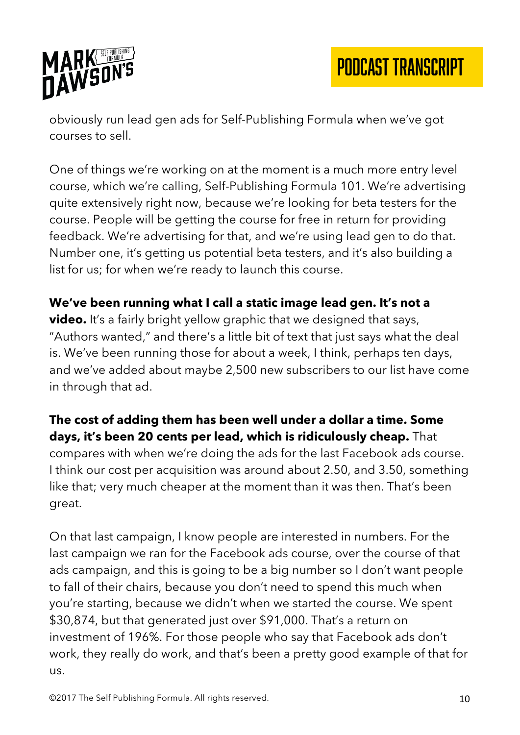obviously run lead gen ads for Self-Publishing Formula when we've got courses to sell.

One of things we're working on at the moment is a much more entry level course, which we're calling, Self-Publishing Formula 101. We're advertising quite extensively right now, because we're looking for beta testers for the course. People will be getting the course for free in return for providing feedback. We're advertising for that, and we're using lead gen to do that. Number one, it's getting us potential beta testers, and it's also building a list for us; for when we're ready to launch this course.

**We've been running what I call a static image lead gen. It's not a video.** It's a fairly bright yellow graphic that we designed that says, "Authors wanted," and there's a little bit of text that just says what the deal is. We've been running those for about a week, I think, perhaps ten days, and we've added about maybe 2,500 new subscribers to our list have come in through that ad.

**The cost of adding them has been well under a dollar a time. Some days, it's been 20 cents per lead, which is ridiculously cheap.** That compares with when we're doing the ads for the last Facebook ads course. I think our cost per acquisition was around about 2.50, and 3.50, something like that; very much cheaper at the moment than it was then. That's been great.

On that last campaign, I know people are interested in numbers. For the last campaign we ran for the Facebook ads course, over the course of that ads campaign, and this is going to be a big number so I don't want people to fall of their chairs, because you don't need to spend this much when you're starting, because we didn't when we started the course. We spent $30,874, but that generated just over $91,000. That's a return on investment of 196%. For those people who say that Facebook ads don't work, they really do work, and that's been a pretty good example of that for us.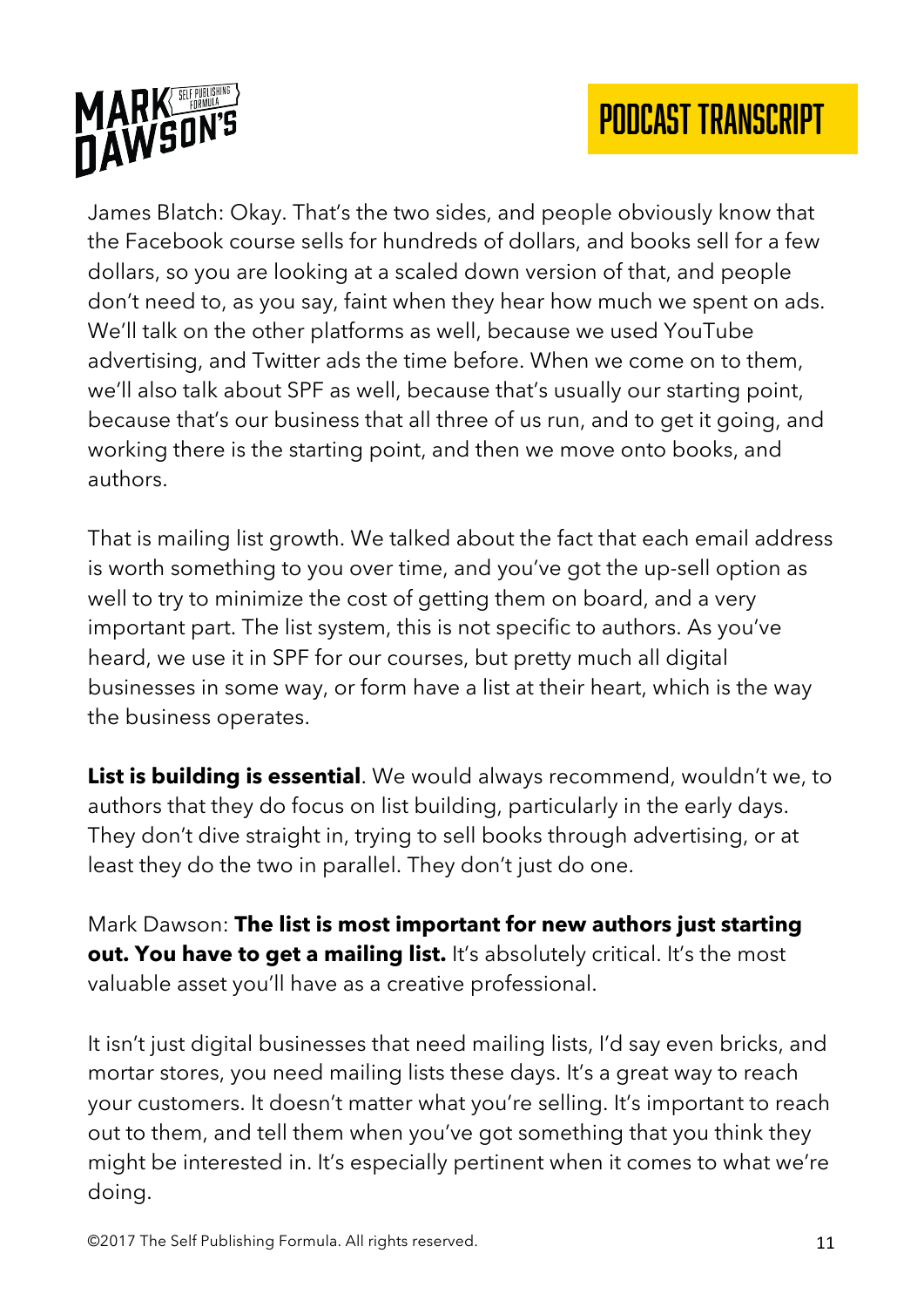James Blatch: Okay. That's the two sides, and people obviously know that the Facebook course sells for hundreds of dollars, and books sell for a few dollars, so you are looking at a scaled down version of that, and people don't need to, as you say, faint when they hear how much we spent on ads. We'll talk on the other platforms as well, because we used YouTube advertising, and Twitter ads the time before. When we come on to them, we'll also talk about SPF as well, because that's usually our starting point, because that's our business that all three of us run, and to get it going, and working there is the starting point, and then we move onto books, and authors.

That is mailing list growth. We talked about the fact that each email address is worth something to you over time, and you've got the up-sell option as well to try to minimize the cost of getting them on board, and a very important part. The list system, this is not specific to authors. As you've heard, we use it in SPF for our courses, but pretty much all digital businesses in some way, or form have a list at their heart, which is the way the business operates.

**List is building is essential**. We would always recommend, wouldn't we, to authors that they do focus on list building, particularly in the early days. They don't dive straight in, trying to sell books through advertising, or at least they do the two in parallel. They don't just do one.

Mark Dawson: **The list is most important for new authors just starting out. You have to get a mailing list.** It's absolutely critical. It's the most valuable asset you'll have as a creative professional.

It isn't just digital businesses that need mailing lists, I'd say even bricks, and mortar stores, you need mailing lists these days. It's a great way to reach your customers. It doesn't matter what you're selling. It's important to reach out to them, and tell them when you've got something that you think they might be interested in. It's especially pertinent when it comes to what we're doing.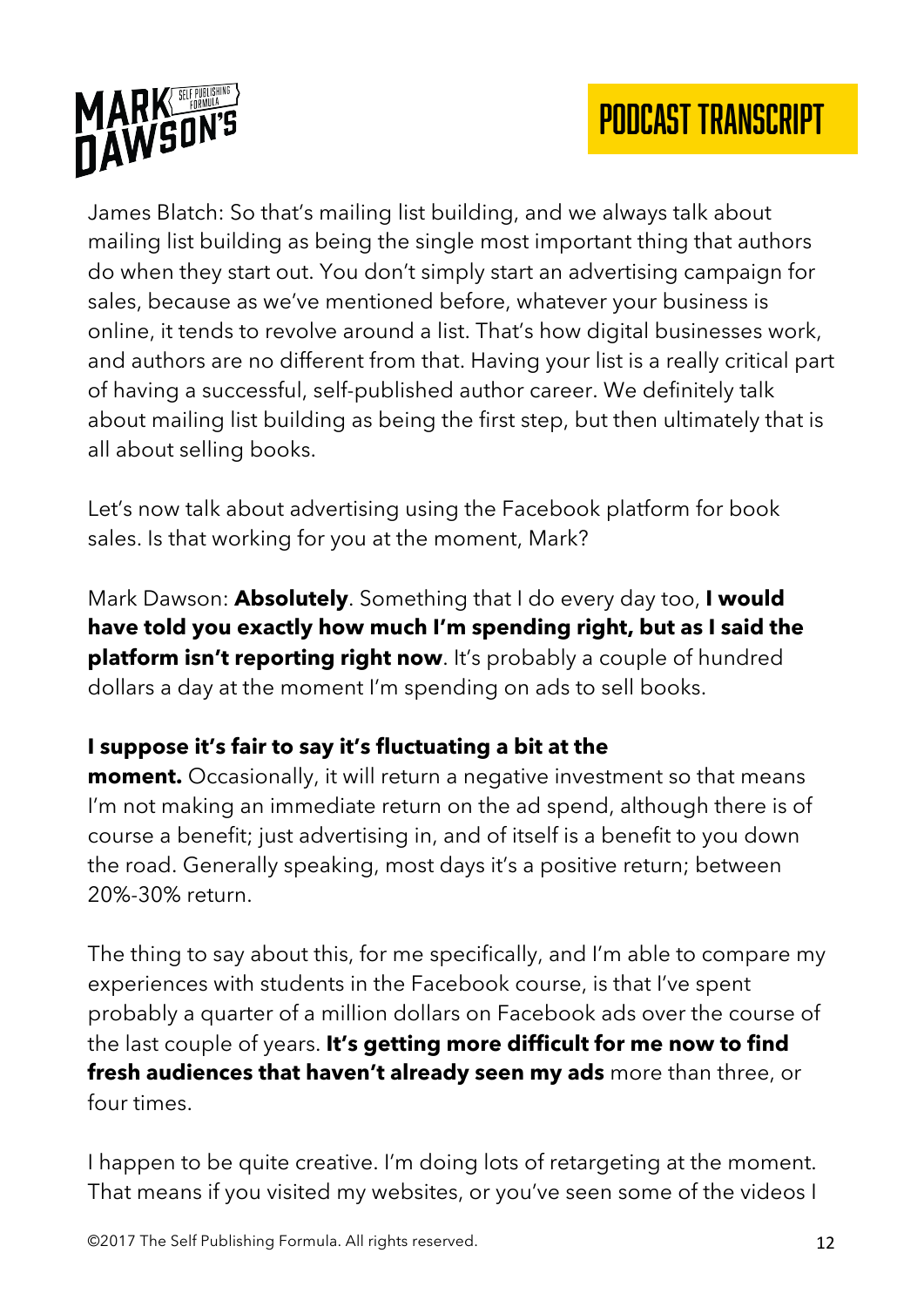James Blatch: So that's mailing list building, and we always talk about mailing list building as being the single most important thing that authors do when they start out. You don't simply start an advertising campaign for sales, because as we've mentioned before, whatever your business is online, it tends to revolve around a list. That's how digital businesses work, and authors are no different from that. Having your list is a really critical part of having a successful, self-published author career. We definitely talk about mailing list building as being the first step, but then ultimately that is all about selling books.

Let's now talk about advertising using the Facebook platform for book sales. Is that working for you at the moment, Mark?

Mark Dawson: **Absolutely**. Something that I do every day too, **I would have told you exactly how much I'm spending right, but as I said the platform isn't reporting right now**. It's probably a couple of hundred dollars a day at the moment I'm spending on ads to sell books.

**I suppose it's fair to say it's fluctuating a bit at the moment.** Occasionally, it will return a negative investment so that means I'm not making an immediate return on the ad spend, although there is of course a benefit; just advertising in, and of itself is a benefit to you down the road. Generally speaking, most days it's a positive return; between 20%-30% return.

The thing to say about this, for me specifically, and I'm able to compare my experiences with students in the Facebook course, is that I've spent probably a quarter of a million dollars on Facebook ads over the course of the last couple of years. **It's getting more difficult for me now to find fresh audiences that haven't already seen my ads** more than three, or four times.

I happen to be quite creative. I'm doing lots of retargeting at the moment. That means if you visited my websites, or you've seen some of the videos I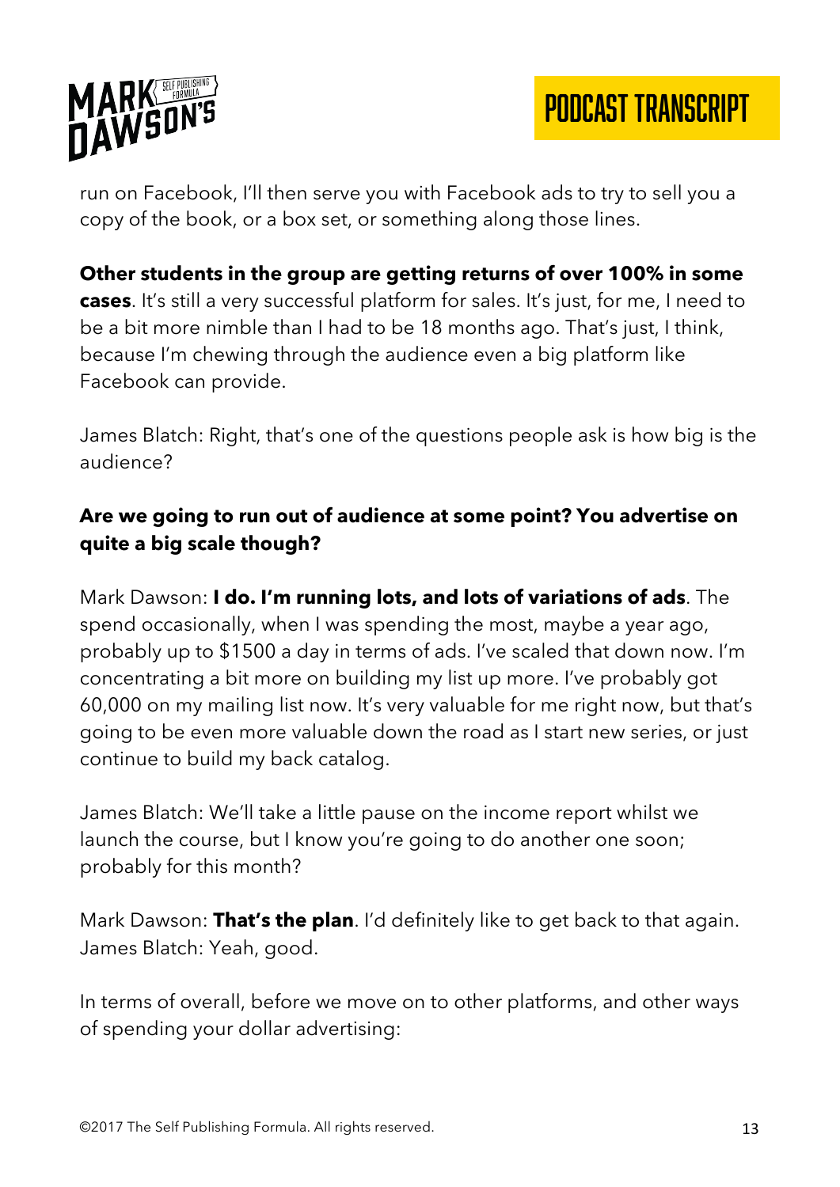run on Facebook, I'll then serve you with Facebook ads to try to sell you a copy of the book, or a box set, or something along those lines.

**Other students in the group are getting returns of over 100% in some cases**. It's still a very successful platform for sales. It's just, for me, I need to be a bit more nimble than I had to be 18 months ago. That's just, I think, because I'm chewing through the audience even a big platform like Facebook can provide.

James Blatch: Right, that's one of the questions people ask is how big is the audience?

**Are we going to run out of audience at some point? You advertise on quite a big scale though?**

Mark Dawson: **I do. I'm running lots, and lots of variations of ads**. The spend occasionally, when I was spending the most, maybe a year ago, probably up to $1500 a day in terms of ads. I've scaled that down now. I'm concentrating a bit more on building my list up more. I've probably got 60,000 on my mailing list now. It's very valuable for me right now, but that's going to be even more valuable down the road as I start new series, or just continue to build my back catalog.

James Blatch: We'll take a little pause on the income report whilst we launch the course, but I know you're going to do another one soon; probably for this month?

Mark Dawson: **That's the plan**. I'd definitely like to get back to that again.
James Blatch: Yeah, good.

In terms of overall, before we move on to other platforms, and other ways of spending your dollar advertising: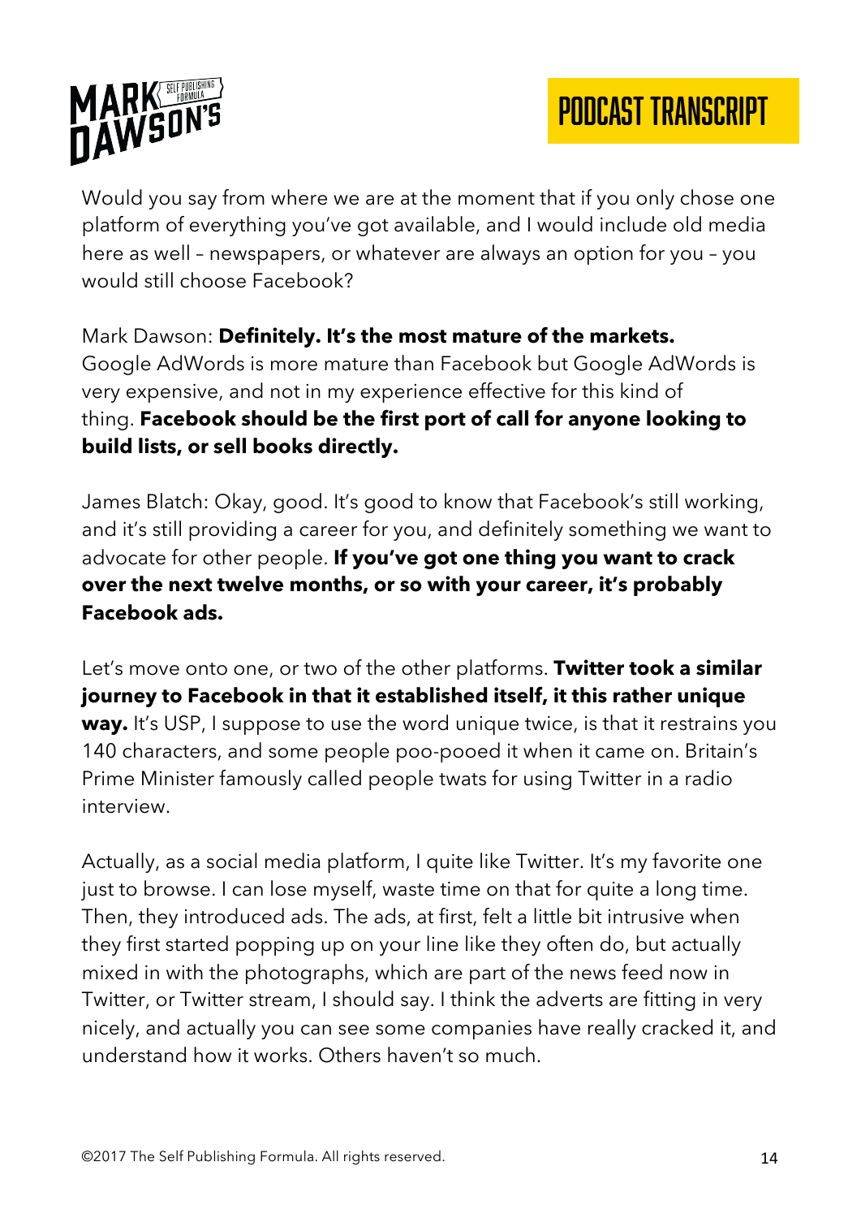Would you say from where we are at the moment that if you only chose one platform of everything you've got available, and I would include old media here as well – newspapers, or whatever are always an option for you – you would still choose Facebook?

Mark Dawson: **Definitely. It's the most mature of the markets.** Google AdWords is more mature than Facebook but Google AdWords is very expensive, and not in my experience effective for this kind of thing. **Facebook should be the first port of call for anyone looking to build lists, or sell books directly.**

James Blatch: Okay, good. It's good to know that Facebook's still working, and it's still providing a career for you, and definitely something we want to advocate for other people. **If you've got one thing you want to crack over the next twelve months, or so with your career, it's probably Facebook ads.**

Let's move onto one, or two of the other platforms. **Twitter took a similar journey to Facebook in that it established itself, it this rather unique way.** It's USP, I suppose to use the word unique twice, is that it restrains you 140 characters, and some people poo-pooed it when it came on. Britain's Prime Minister famously called people twats for using Twitter in a radio interview.

Actually, as a social media platform, I quite like Twitter. It's my favorite one just to browse. I can lose myself, waste time on that for quite a long time. Then, they introduced ads. The ads, at first, felt a little bit intrusive when they first started popping up on your line like they often do, but actually mixed in with the photographs, which are part of the news feed now in Twitter, or Twitter stream, I should say. I think the adverts are fitting in very nicely, and actually you can see some companies have really cracked it, and understand how it works. Others haven't so much.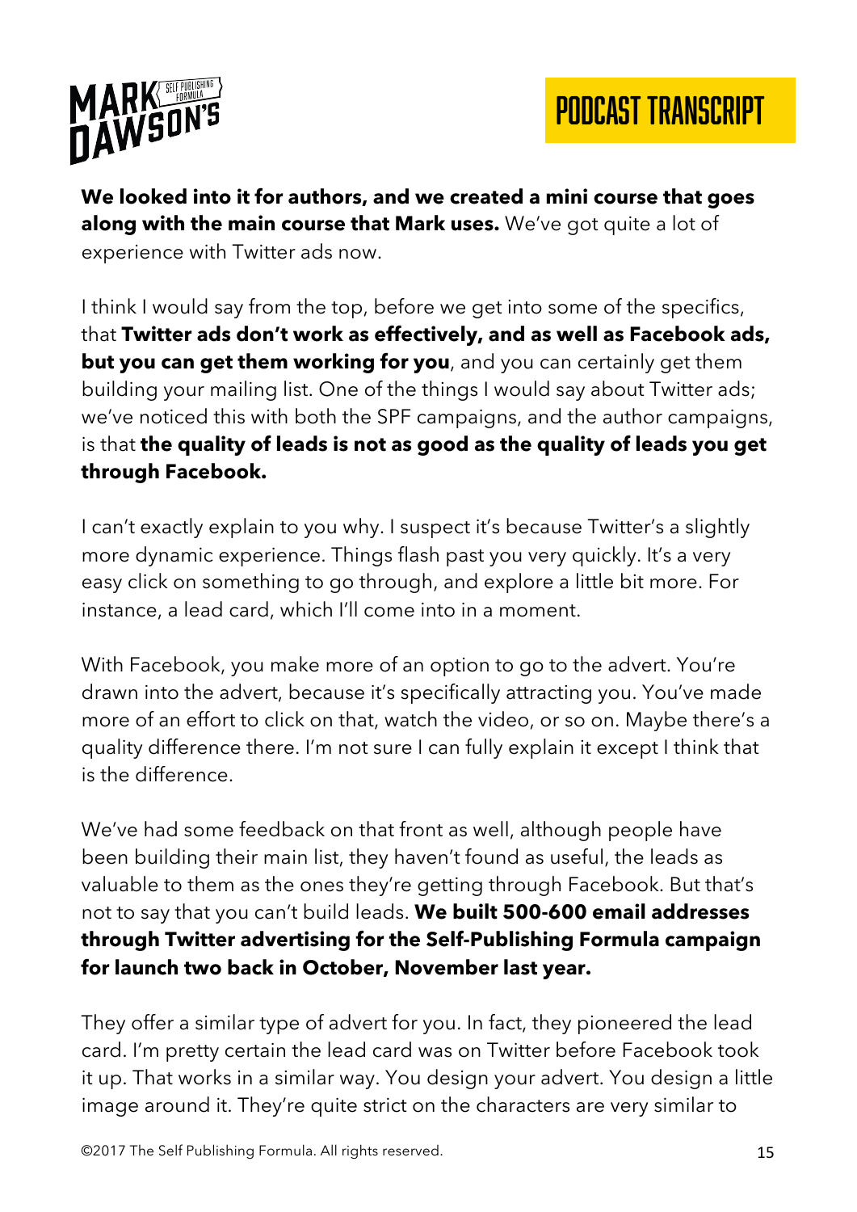**We looked into it for authors, and we created a mini course that goes along with the main course that Mark uses.** We've got quite a lot of experience with Twitter ads now.

I think I would say from the top, before we get into some of the specifics, that **Twitter ads don't work as effectively, and as well as Facebook ads, but you can get them working for you**, and you can certainly get them building your mailing list. One of the things I would say about Twitter ads; we've noticed this with both the SPF campaigns, and the author campaigns, is that **the quality of leads is not as good as the quality of leads you get through Facebook.**

I can't exactly explain to you why. I suspect it's because Twitter's a slightly more dynamic experience. Things flash past you very quickly. It's a very easy click on something to go through, and explore a little bit more. For instance, a lead card, which I'll come into in a moment.

With Facebook, you make more of an option to go to the advert. You're drawn into the advert, because it's specifically attracting you. You've made more of an effort to click on that, watch the video, or so on. Maybe there's a quality difference there. I'm not sure I can fully explain it except I think that is the difference.

We've had some feedback on that front as well, although people have been building their main list, they haven't found as useful, the leads as valuable to them as the ones they're getting through Facebook. But that's not to say that you can't build leads. **We built 500-600 email addresses through Twitter advertising for the Self-Publishing Formula campaign for launch two back in October, November last year.**

They offer a similar type of advert for you. In fact, they pioneered the lead card. I'm pretty certain the lead card was on Twitter before Facebook took it up. That works in a similar way. You design your advert. You design a little image around it. They're quite strict on the characters are very similar to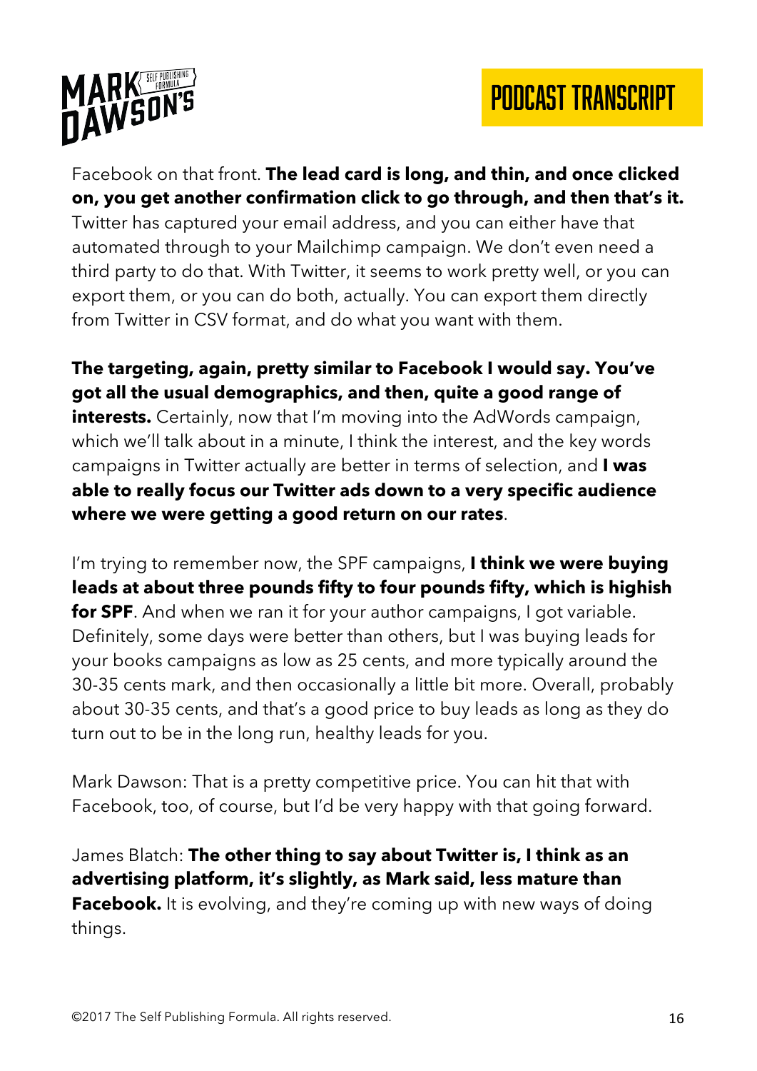Facebook on that front. **The lead card is long, and thin, and once clicked on, you get another confirmation click to go through, and then that's it.** Twitter has captured your email address, and you can either have that automated through to your Mailchimp campaign. We don't even need a third party to do that. With Twitter, it seems to work pretty well, or you can export them, or you can do both, actually. You can export them directly from Twitter in CSV format, and do what you want with them.

**The targeting, again, pretty similar to Facebook I would say. You've got all the usual demographics, and then, quite a good range of interests.** Certainly, now that I'm moving into the AdWords campaign, which we'll talk about in a minute, I think the interest, and the key words campaigns in Twitter actually are better in terms of selection, and **I was able to really focus our Twitter ads down to a very specific audience where we were getting a good return on our rates**.

I'm trying to remember now, the SPF campaigns, **I think we were buying leads at about three pounds fifty to four pounds fifty, which is highish for SPF**. And when we ran it for your author campaigns, I got variable. Definitely, some days were better than others, but I was buying leads for your books campaigns as low as 25 cents, and more typically around the 30-35 cents mark, and then occasionally a little bit more. Overall, probably about 30-35 cents, and that's a good price to buy leads as long as they do turn out to be in the long run, healthy leads for you.

Mark Dawson: That is a pretty competitive price. You can hit that with Facebook, too, of course, but I'd be very happy with that going forward.

James Blatch: **The other thing to say about Twitter is, I think as an advertising platform, it's slightly, as Mark said, less mature than Facebook.** It is evolving, and they're coming up with new ways of doing things.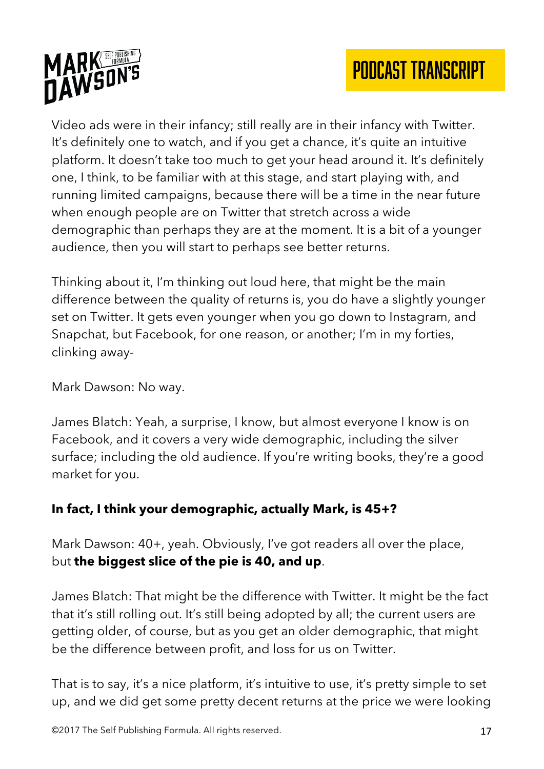Video ads were in their infancy; still really are in their infancy with Twitter. It's definitely one to watch, and if you get a chance, it's quite an intuitive platform. It doesn't take too much to get your head around it. It's definitely one, I think, to be familiar with at this stage, and start playing with, and running limited campaigns, because there will be a time in the near future when enough people are on Twitter that stretch across a wide demographic than perhaps they are at the moment. It is a bit of a younger audience, then you will start to perhaps see better returns.

Thinking about it, I'm thinking out loud here, that might be the main difference between the quality of returns is, you do have a slightly younger set on Twitter. It gets even younger when you go down to Instagram, and Snapchat, but Facebook, for one reason, or another; I'm in my forties, clinking away-

Mark Dawson: No way.

James Blatch: Yeah, a surprise, I know, but almost everyone I know is on Facebook, and it covers a very wide demographic, including the silver surface; including the old audience. If you're writing books, they're a good market for you.

**In fact, I think your demographic, actually Mark, is 45+?**

Mark Dawson: 40+, yeah. Obviously, I've got readers all over the place, but **the biggest slice of the pie is 40, and up**.

James Blatch: That might be the difference with Twitter. It might be the fact that it's still rolling out. It's still being adopted by all; the current users are getting older, of course, but as you get an older demographic, that might be the difference between profit, and loss for us on Twitter.

That is to say, it's a nice platform, it's intuitive to use, it's pretty simple to set up, and we did get some pretty decent returns at the price we were looking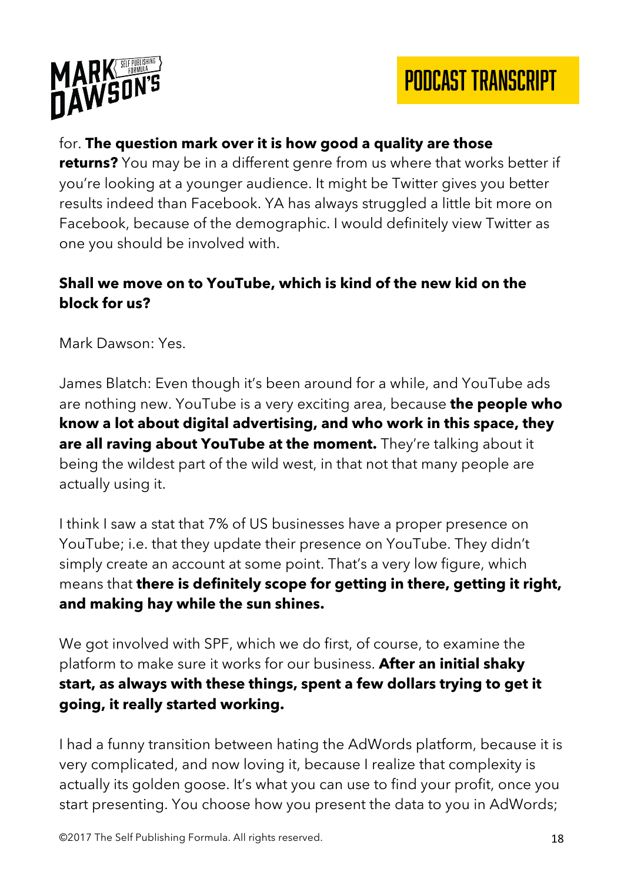for. **The question mark over it is how good a quality are those returns?** You may be in a different genre from us where that works better if you're looking at a younger audience. It might be Twitter gives you better results indeed than Facebook. YA has always struggled a little bit more on Facebook, because of the demographic. I would definitely view Twitter as one you should be involved with.

**Shall we move on to YouTube, which is kind of the new kid on the block for us?**

Mark Dawson: Yes.

James Blatch: Even though it's been around for a while, and YouTube ads are nothing new. YouTube is a very exciting area, because **the people who know a lot about digital advertising, and who work in this space, they are all raving about YouTube at the moment.** They're talking about it being the wildest part of the wild west, in that not that many people are actually using it.

I think I saw a stat that 7% of US businesses have a proper presence on YouTube; i.e. that they update their presence on YouTube. They didn't simply create an account at some point. That's a very low figure, which means that **there is definitely scope for getting in there, getting it right, and making hay while the sun shines.**

We got involved with SPF, which we do first, of course, to examine the platform to make sure it works for our business. **After an initial shaky start, as always with these things, spent a few dollars trying to get it going, it really started working.**

I had a funny transition between hating the AdWords platform, because it is very complicated, and now loving it, because I realize that complexity is actually its golden goose. It's what you can use to find your profit, once you start presenting. You choose how you present the data to you in AdWords;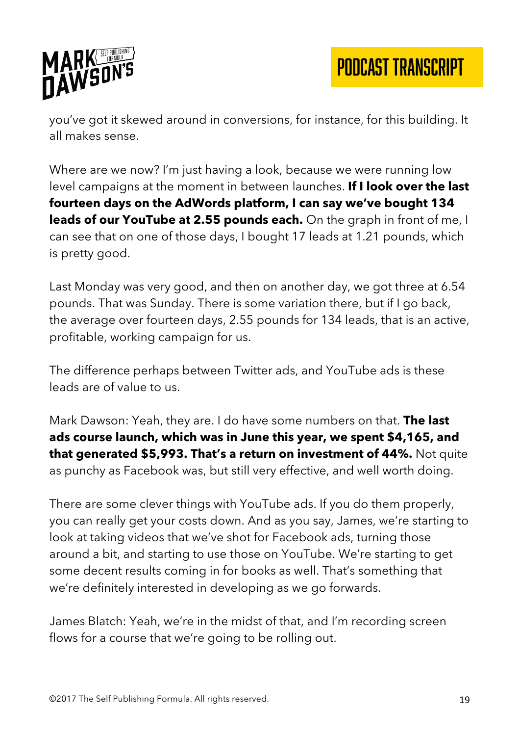you've got it skewed around in conversions, for instance, for this building. It all makes sense.

Where are we now? I'm just having a look, because we were running low level campaigns at the moment in between launches. **If I look over the last fourteen days on the AdWords platform, I can say we've bought 134 leads of our YouTube at 2.55 pounds each.** On the graph in front of me, I can see that on one of those days, I bought 17 leads at 1.21 pounds, which is pretty good.

Last Monday was very good, and then on another day, we got three at 6.54 pounds. That was Sunday. There is some variation there, but if I go back, the average over fourteen days, 2.55 pounds for 134 leads, that is an active, profitable, working campaign for us.

The difference perhaps between Twitter ads, and YouTube ads is these leads are of value to us.

Mark Dawson: Yeah, they are. I do have some numbers on that. **The last ads course launch, which was in June this year, we spent $4,165, and that generated $5,993. That's a return on investment of 44%.** Not quite as punchy as Facebook was, but still very effective, and well worth doing.

There are some clever things with YouTube ads. If you do them properly, you can really get your costs down. And as you say, James, we're starting to look at taking videos that we've shot for Facebook ads, turning those around a bit, and starting to use those on YouTube. We're starting to get some decent results coming in for books as well. That's something that we're definitely interested in developing as we go forwards.

James Blatch: Yeah, we're in the midst of that, and I'm recording screen flows for a course that we're going to be rolling out.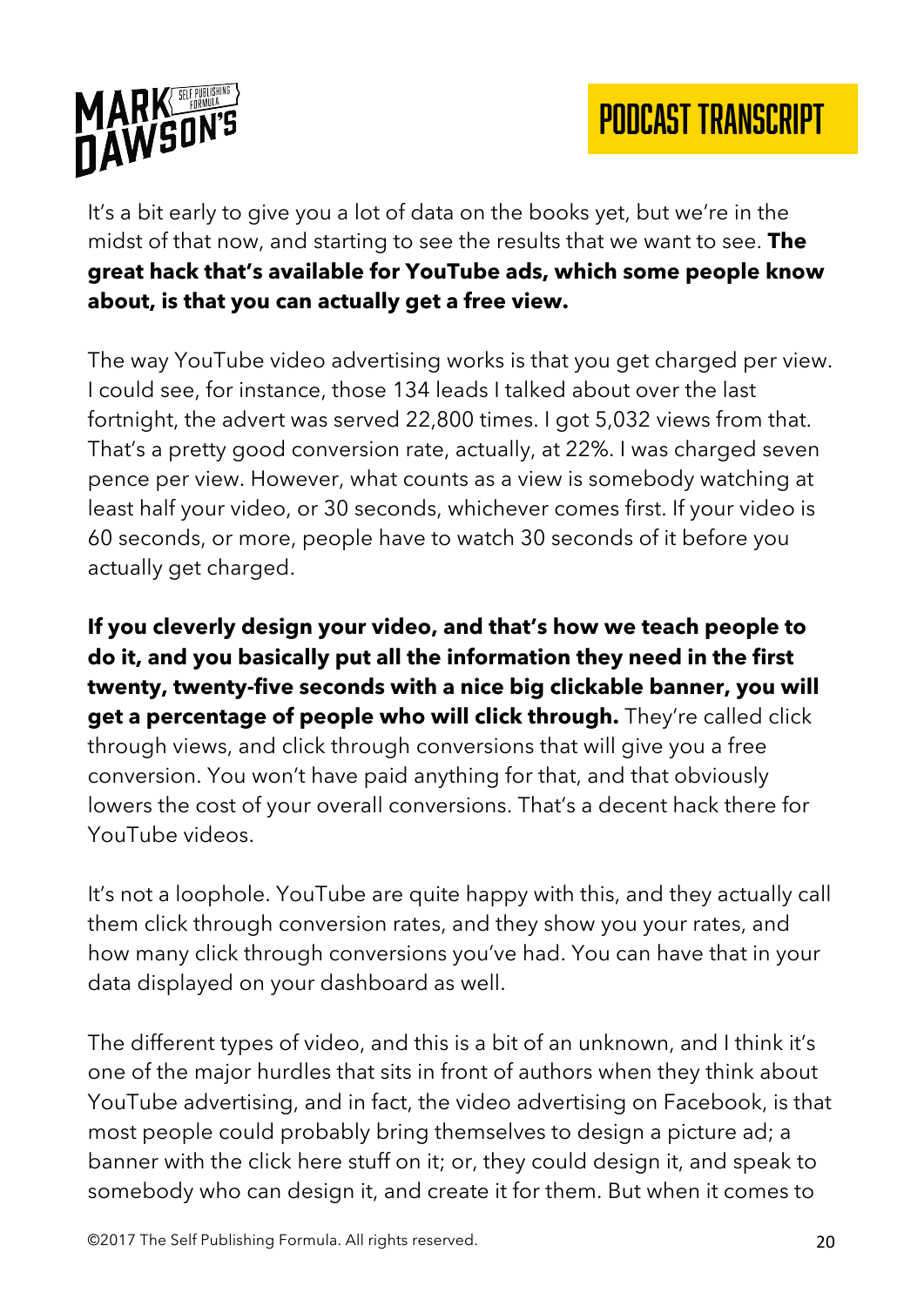It's a bit early to give you a lot of data on the books yet, but we're in the midst of that now, and starting to see the results that we want to see. **The great hack that's available for YouTube ads, which some people know about, is that you can actually get a free view.**

The way YouTube video advertising works is that you get charged per view. I could see, for instance, those 134 leads I talked about over the last fortnight, the advert was served 22,800 times. I got 5,032 views from that. That's a pretty good conversion rate, actually, at 22%. I was charged seven pence per view. However, what counts as a view is somebody watching at least half your video, or 30 seconds, whichever comes first. If your video is 60 seconds, or more, people have to watch 30 seconds of it before you actually get charged.

**If you cleverly design your video, and that's how we teach people to do it, and you basically put all the information they need in the first twenty, twenty-five seconds with a nice big clickable banner, you will get a percentage of people who will click through.** They're called click through views, and click through conversions that will give you a free conversion. You won't have paid anything for that, and that obviously lowers the cost of your overall conversions. That's a decent hack there for YouTube videos.

It's not a loophole. YouTube are quite happy with this, and they actually call them click through conversion rates, and they show you your rates, and how many click through conversions you've had. You can have that in your data displayed on your dashboard as well.

The different types of video, and this is a bit of an unknown, and I think it's one of the major hurdles that sits in front of authors when they think about YouTube advertising, and in fact, the video advertising on Facebook, is that most people could probably bring themselves to design a picture ad; a banner with the click here stuff on it; or, they could design it, and speak to somebody who can design it, and create it for them. But when it comes to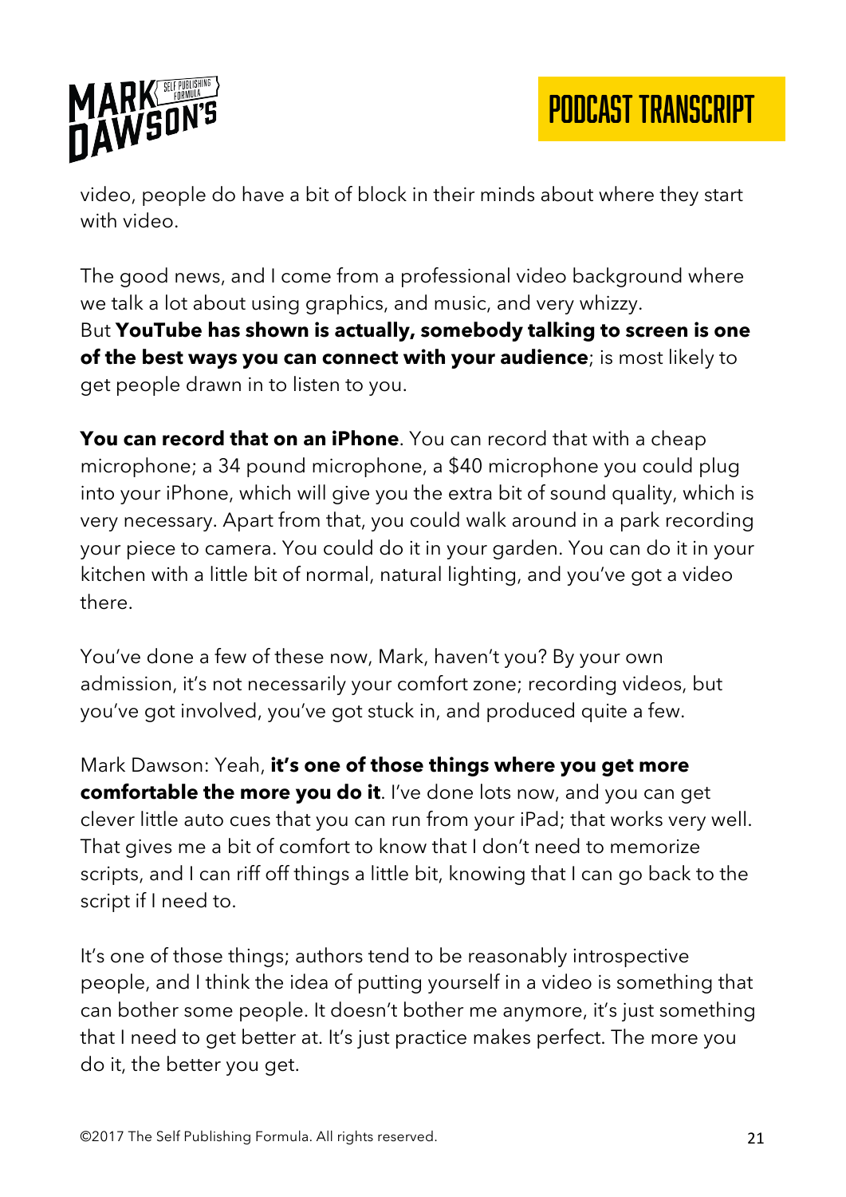video, people do have a bit of block in their minds about where they start with video.

The good news, and I come from a professional video background where we talk a lot about using graphics, and music, and very whizzy. But **YouTube has shown is actually, somebody talking to screen is one of the best ways you can connect with your audience**; is most likely to get people drawn in to listen to you.

**You can record that on an iPhone**. You can record that with a cheap microphone; a 34 pound microphone, a $40 microphone you could plug into your iPhone, which will give you the extra bit of sound quality, which is very necessary. Apart from that, you could walk around in a park recording your piece to camera. You could do it in your garden. You can do it in your kitchen with a little bit of normal, natural lighting, and you've got a video there.

You've done a few of these now, Mark, haven't you? By your own admission, it's not necessarily your comfort zone; recording videos, but you've got involved, you've got stuck in, and produced quite a few.

Mark Dawson: Yeah, **it's one of those things where you get more comfortable the more you do it**. I've done lots now, and you can get clever little auto cues that you can run from your iPad; that works very well. That gives me a bit of comfort to know that I don't need to memorize scripts, and I can riff off things a little bit, knowing that I can go back to the script if I need to.

It's one of those things; authors tend to be reasonably introspective people, and I think the idea of putting yourself in a video is something that can bother some people. It doesn't bother me anymore, it's just something that I need to get better at. It's just practice makes perfect. The more you do it, the better you get.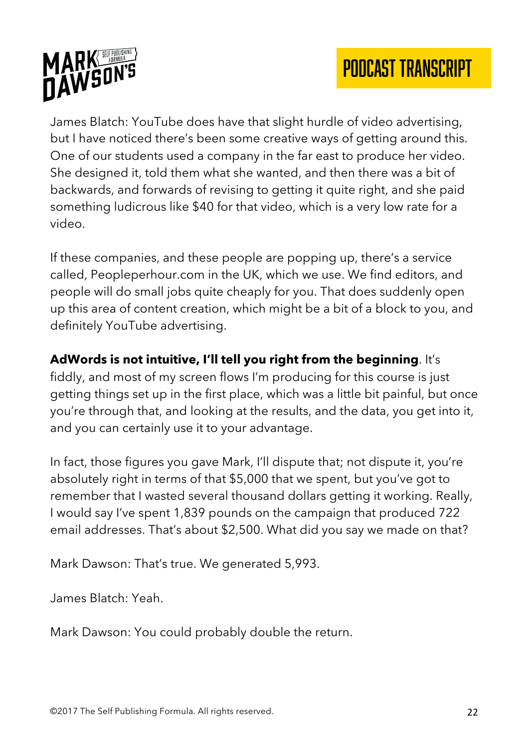James Blatch: YouTube does have that slight hurdle of video advertising, but I have noticed there's been some creative ways of getting around this. One of our students used a company in the far east to produce her video. She designed it, told them what she wanted, and then there was a bit of backwards, and forwards of revising to getting it quite right, and she paid something ludicrous like $40 for that video, which is a very low rate for a video.

If these companies, and these people are popping up, there's a service called, Peopleperhour.com in the UK, which we use. We find editors, and people will do small jobs quite cheaply for you. That does suddenly open up this area of content creation, which might be a bit of a block to you, and definitely YouTube advertising.

**AdWords is not intuitive, I'll tell you right from the beginning**. It's fiddly, and most of my screen flows I'm producing for this course is just getting things set up in the first place, which was a little bit painful, but once you're through that, and looking at the results, and the data, you get into it, and you can certainly use it to your advantage.

In fact, those figures you gave Mark, I'll dispute that; not dispute it, you're absolutely right in terms of that $5,000 that we spent, but you've got to remember that I wasted several thousand dollars getting it working. Really, I would say I've spent 1,839 pounds on the campaign that produced 722 email addresses. That's about $2,500. What did you say we made on that?

Mark Dawson: That's true. We generated 5,993.

James Blatch: Yeah.

Mark Dawson: You could probably double the return.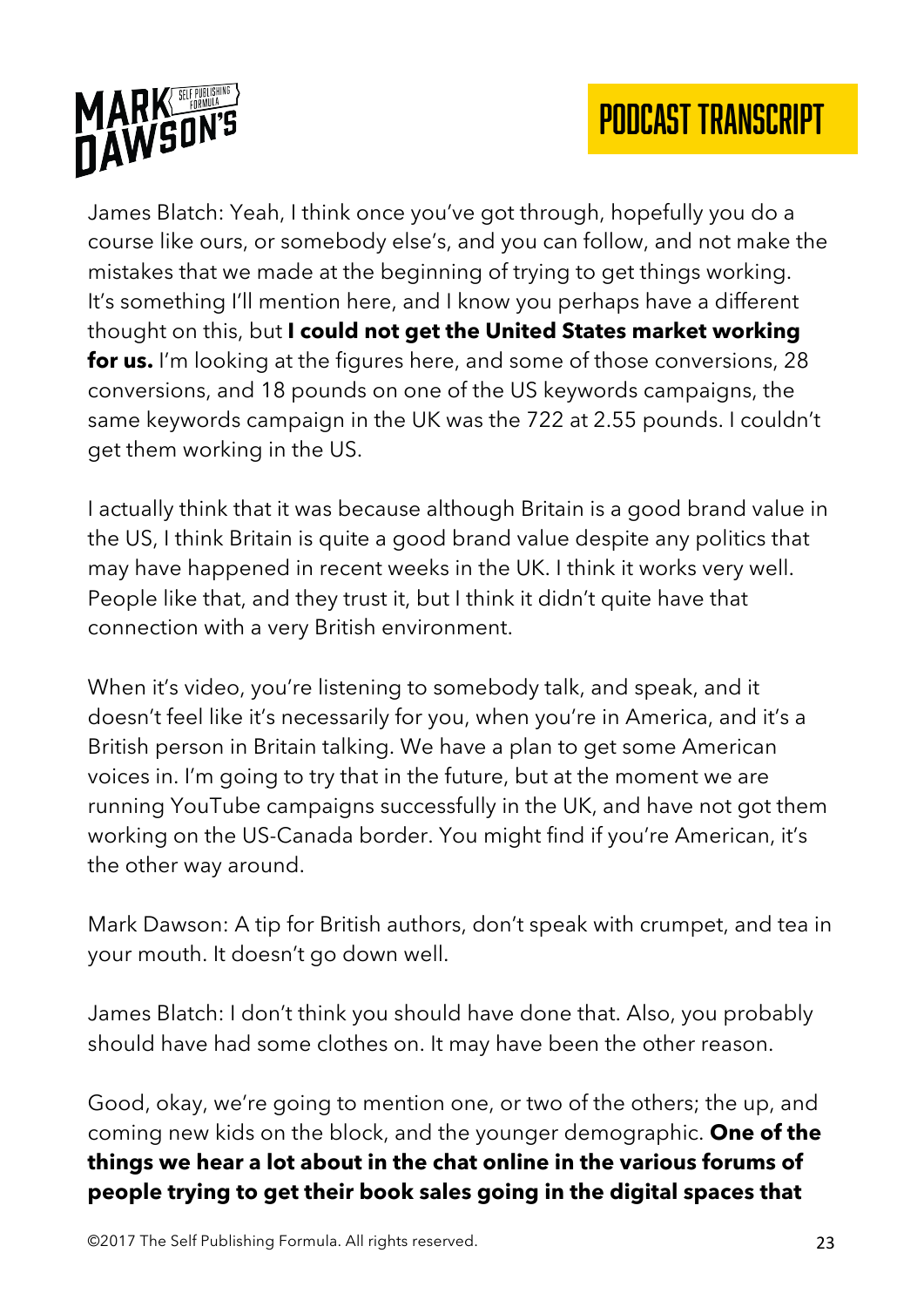James Blatch: Yeah, I think once you've got through, hopefully you do a course like ours, or somebody else's, and you can follow, and not make the mistakes that we made at the beginning of trying to get things working. It's something I'll mention here, and I know you perhaps have a different thought on this, but **I could not get the United States market working for us.** I'm looking at the figures here, and some of those conversions, 28 conversions, and 18 pounds on one of the US keywords campaigns, the same keywords campaign in the UK was the 722 at 2.55 pounds. I couldn't get them working in the US.

I actually think that it was because although Britain is a good brand value in the US, I think Britain is quite a good brand value despite any politics that may have happened in recent weeks in the UK. I think it works very well. People like that, and they trust it, but I think it didn't quite have that connection with a very British environment.

When it's video, you're listening to somebody talk, and speak, and it doesn't feel like it's necessarily for you, when you're in America, and it's a British person in Britain talking. We have a plan to get some American voices in. I'm going to try that in the future, but at the moment we are running YouTube campaigns successfully in the UK, and have not got them working on the US-Canada border. You might find if you're American, it's the other way around.

Mark Dawson: A tip for British authors, don't speak with crumpet, and tea in your mouth. It doesn't go down well.

James Blatch: I don't think you should have done that. Also, you probably should have had some clothes on. It may have been the other reason.

Good, okay, we're going to mention one, or two of the others; the up, and coming new kids on the block, and the younger demographic. **One of the things we hear a lot about in the chat online in the various forums of people trying to get their book sales going in the digital spaces that**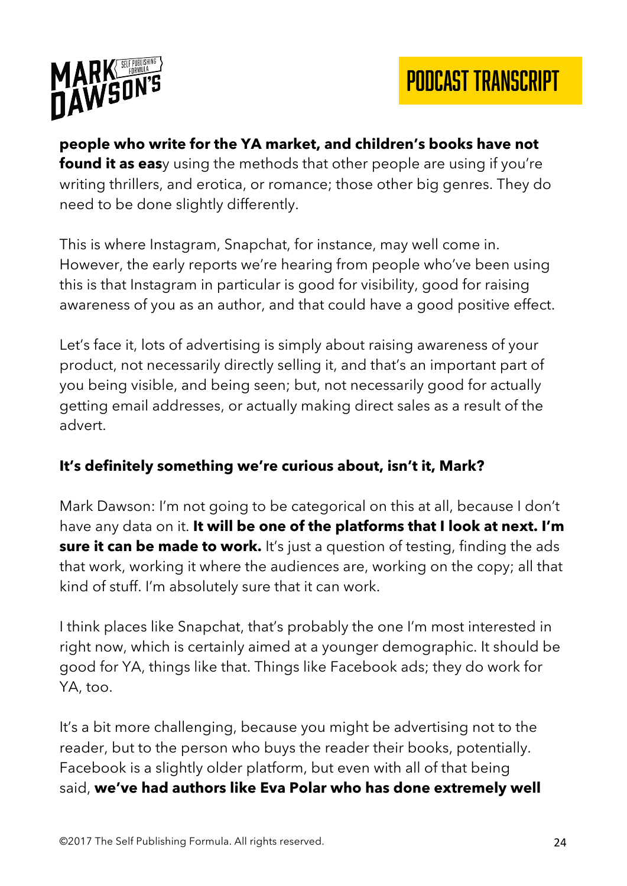**people who write for the YA market, and children's books have not found it as eas**y using the methods that other people are using if you're writing thrillers, and erotica, or romance; those other big genres. They do need to be done slightly differently.

This is where Instagram, Snapchat, for instance, may well come in. However, the early reports we're hearing from people who've been using this is that Instagram in particular is good for visibility, good for raising awareness of you as an author, and that could have a good positive effect.

Let's face it, lots of advertising is simply about raising awareness of your product, not necessarily directly selling it, and that's an important part of you being visible, and being seen; but, not necessarily good for actually getting email addresses, or actually making direct sales as a result of the advert.

**It's definitely something we're curious about, isn't it, Mark?**

Mark Dawson: I'm not going to be categorical on this at all, because I don't have any data on it. **It will be one of the platforms that I look at next. I'm sure it can be made to work.** It's just a question of testing, finding the ads that work, working it where the audiences are, working on the copy; all that kind of stuff. I'm absolutely sure that it can work.

I think places like Snapchat, that's probably the one I'm most interested in right now, which is certainly aimed at a younger demographic. It should be good for YA, things like that. Things like Facebook ads; they do work for YA, too.

It's a bit more challenging, because you might be advertising not to the reader, but to the person who buys the reader their books, potentially. Facebook is a slightly older platform, but even with all of that being said, **we've had authors like Eva Polar who has done extremely well**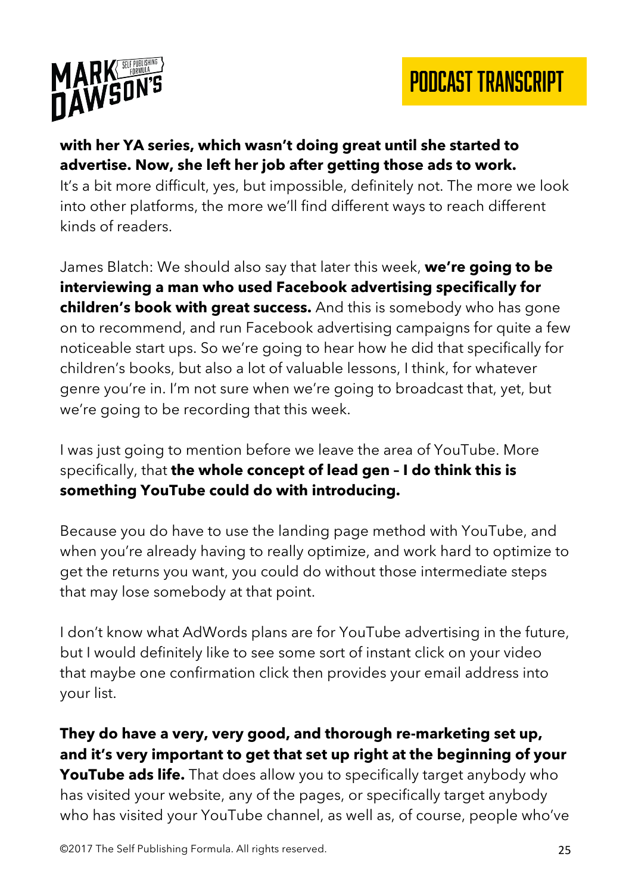**with her YA series, which wasn't doing great until she started to advertise. Now, she left her job after getting those ads to work.** It's a bit more difficult, yes, but impossible, definitely not. The more we look into other platforms, the more we'll find different ways to reach different kinds of readers.

James Blatch: We should also say that later this week, **we're going to be interviewing a man who used Facebook advertising specifically for children's book with great success.** And this is somebody who has gone on to recommend, and run Facebook advertising campaigns for quite a few noticeable start ups. So we're going to hear how he did that specifically for children's books, but also a lot of valuable lessons, I think, for whatever genre you're in. I'm not sure when we're going to broadcast that, yet, but we're going to be recording that this week.

I was just going to mention before we leave the area of YouTube. More specifically, that **the whole concept of lead gen – I do think this is something YouTube could do with introducing.**

Because you do have to use the landing page method with YouTube, and when you're already having to really optimize, and work hard to optimize to get the returns you want, you could do without those intermediate steps that may lose somebody at that point.

I don't know what AdWords plans are for YouTube advertising in the future, but I would definitely like to see some sort of instant click on your video that maybe one confirmation click then provides your email address into your list.

**They do have a very, very good, and thorough re-marketing set up, and it's very important to get that set up right at the beginning of your YouTube ads life.** That does allow you to specifically target anybody who has visited your website, any of the pages, or specifically target anybody who has visited your YouTube channel, as well as, of course, people who've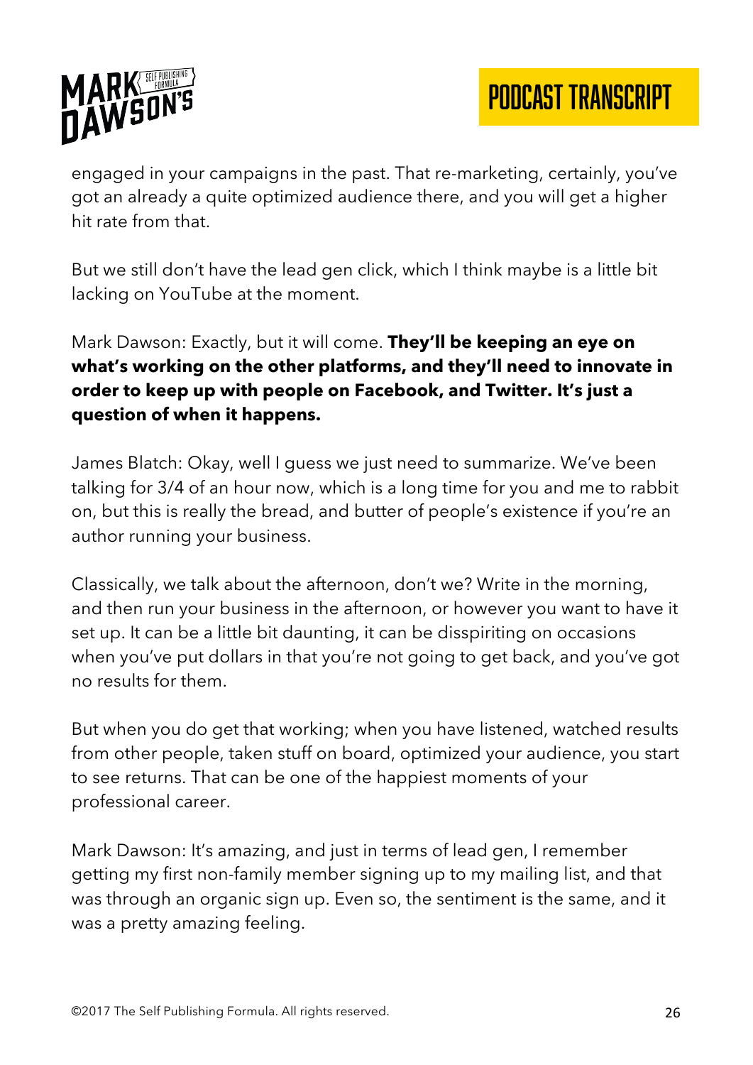engaged in your campaigns in the past. That re-marketing, certainly, you've got an already a quite optimized audience there, and you will get a higher hit rate from that.

But we still don't have the lead gen click, which I think maybe is a little bit lacking on YouTube at the moment.

Mark Dawson: Exactly, but it will come. **They'll be keeping an eye on what's working on the other platforms, and they'll need to innovate in order to keep up with people on Facebook, and Twitter. It's just a question of when it happens.**

James Blatch: Okay, well I guess we just need to summarize. We've been talking for 3/4 of an hour now, which is a long time for you and me to rabbit on, but this is really the bread, and butter of people's existence if you're an author running your business.

Classically, we talk about the afternoon, don't we? Write in the morning, and then run your business in the afternoon, or however you want to have it set up. It can be a little bit daunting, it can be disspiriting on occasions when you've put dollars in that you're not going to get back, and you've got no results for them.

But when you do get that working; when you have listened, watched results from other people, taken stuff on board, optimized your audience, you start to see returns. That can be one of the happiest moments of your professional career.

Mark Dawson: It's amazing, and just in terms of lead gen, I remember getting my first non-family member signing up to my mailing list, and that was through an organic sign up. Even so, the sentiment is the same, and it was a pretty amazing feeling.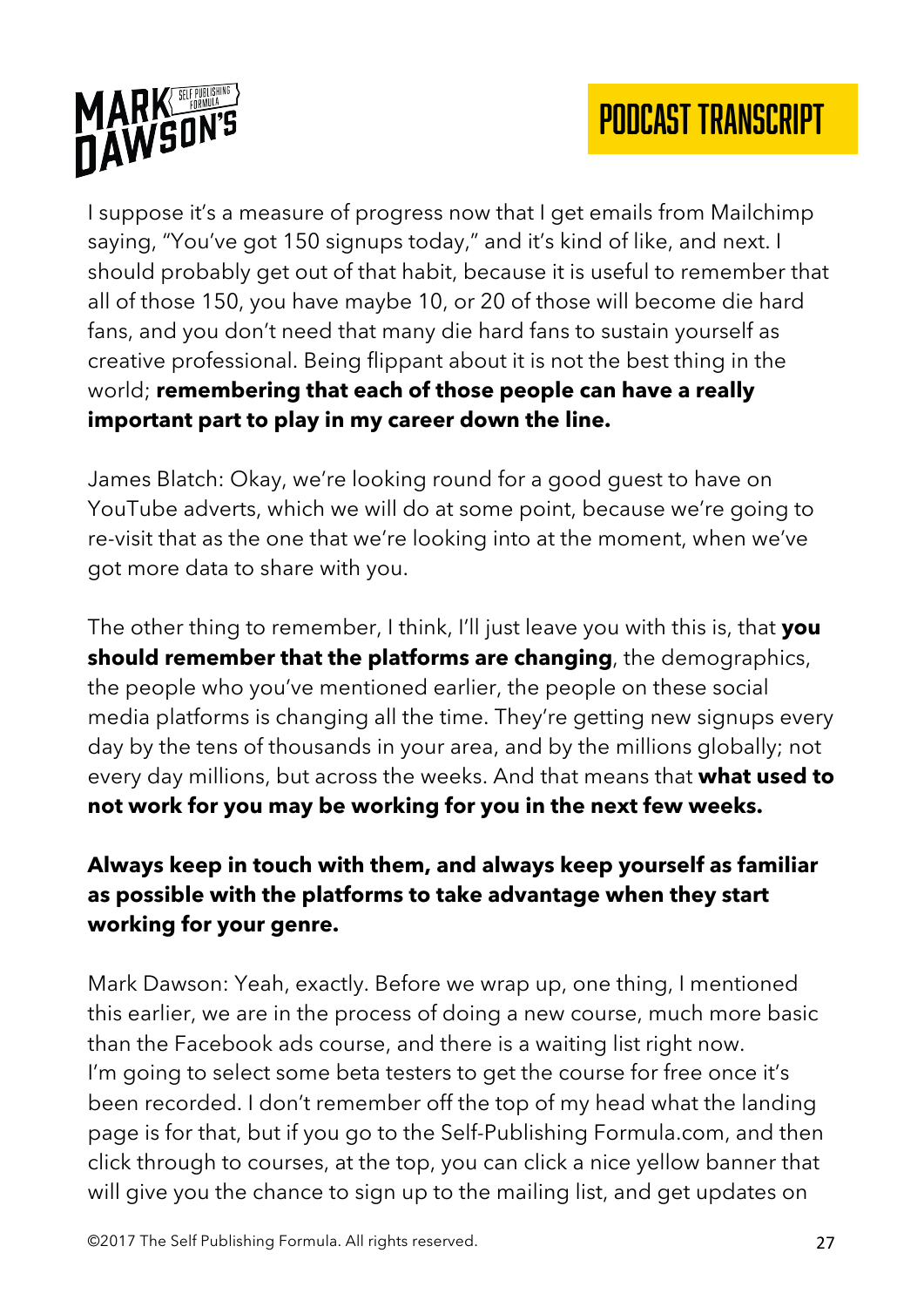I suppose it's a measure of progress now that I get emails from Mailchimp saying, "You've got 150 signups today," and it's kind of like, and next. I should probably get out of that habit, because it is useful to remember that all of those 150, you have maybe 10, or 20 of those will become die hard fans, and you don't need that many die hard fans to sustain yourself as creative professional. Being flippant about it is not the best thing in the world; **remembering that each of those people can have a really important part to play in my career down the line.**

James Blatch: Okay, we're looking round for a good guest to have on YouTube adverts, which we will do at some point, because we're going to re-visit that as the one that we're looking into at the moment, when we've got more data to share with you.

The other thing to remember, I think, I'll just leave you with this is, that **you should remember that the platforms are changing**, the demographics, the people who you've mentioned earlier, the people on these social media platforms is changing all the time. They're getting new signups every day by the tens of thousands in your area, and by the millions globally; not every day millions, but across the weeks. And that means that **what used to not work for you may be working for you in the next few weeks.**

**Always keep in touch with them, and always keep yourself as familiar as possible with the platforms to take advantage when they start working for your genre.**

Mark Dawson: Yeah, exactly. Before we wrap up, one thing, I mentioned this earlier, we are in the process of doing a new course, much more basic than the Facebook ads course, and there is a waiting list right now. I'm going to select some beta testers to get the course for free once it's been recorded. I don't remember off the top of my head what the landing page is for that, but if you go to the Self-Publishing Formula.com, and then click through to courses, at the top, you can click a nice yellow banner that will give you the chance to sign up to the mailing list, and get updates on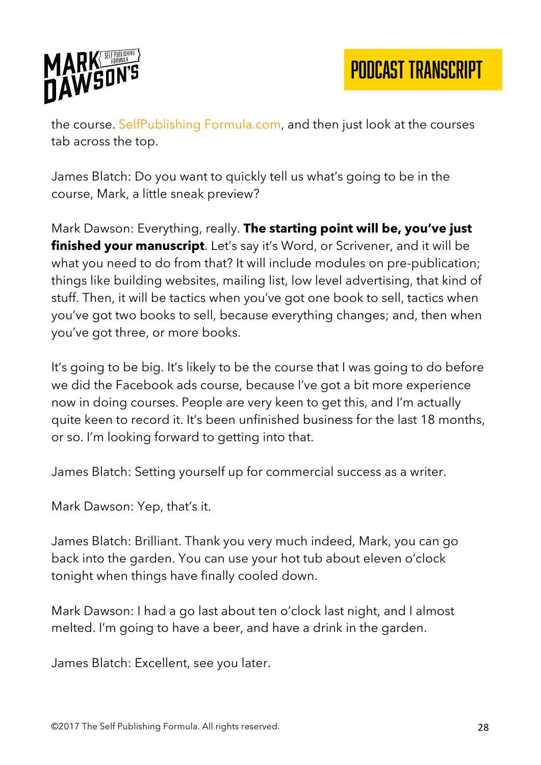the course. SelfPublishing Formula.com, and then just look at the courses tab across the top.

James Blatch: Do you want to quickly tell us what's going to be in the course, Mark, a little sneak preview?

Mark Dawson: Everything, really. **The starting point will be, you've just finished your manuscript**. Let's say it's Word, or Scrivener, and it will be what you need to do from that? It will include modules on pre-publication; things like building websites, mailing list, low level advertising, that kind of stuff. Then, it will be tactics when you've got one book to sell, tactics when you've got two books to sell, because everything changes; and, then when you've got three, or more books.

It's going to be big. It's likely to be the course that I was going to do before we did the Facebook ads course, because I've got a bit more experience now in doing courses. People are very keen to get this, and I'm actually quite keen to record it. It's been unfinished business for the last 18 months, or so. I'm looking forward to getting into that.

James Blatch: Setting yourself up for commercial success as a writer.

Mark Dawson: Yep, that's it.

James Blatch: Brilliant. Thank you very much indeed, Mark, you can go back into the garden. You can use your hot tub about eleven o'clock tonight when things have finally cooled down.

Mark Dawson: I had a go last about ten o'clock last night, and I almost melted. I'm going to have a beer, and have a drink in the garden.

James Blatch: Excellent, see you later.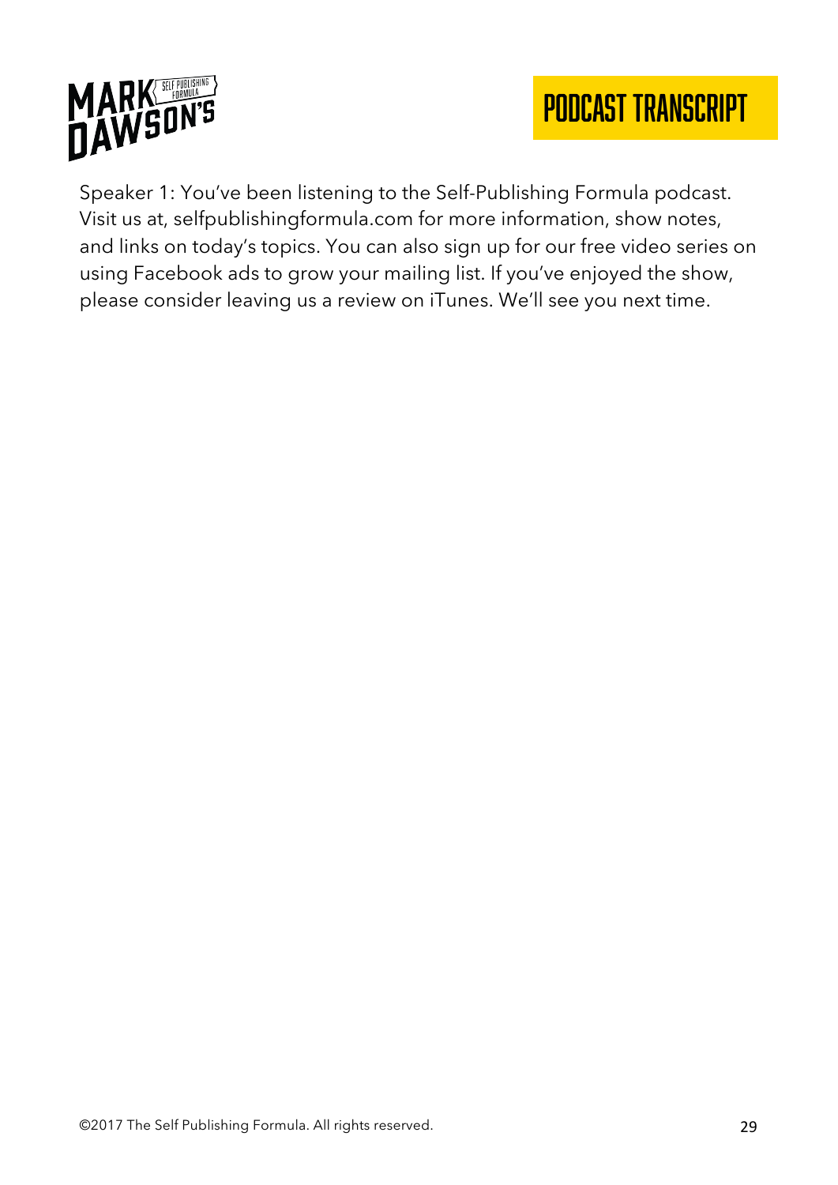Speaker 1: You've been listening to the Self-Publishing Formula podcast. Visit us at, selfpublishingformula.com for more information, show notes, and links on today's topics. You can also sign up for our free video series on using Facebook ads to grow your mailing list. If you've enjoyed the show, please consider leaving us a review on iTunes. We'll see you next time.